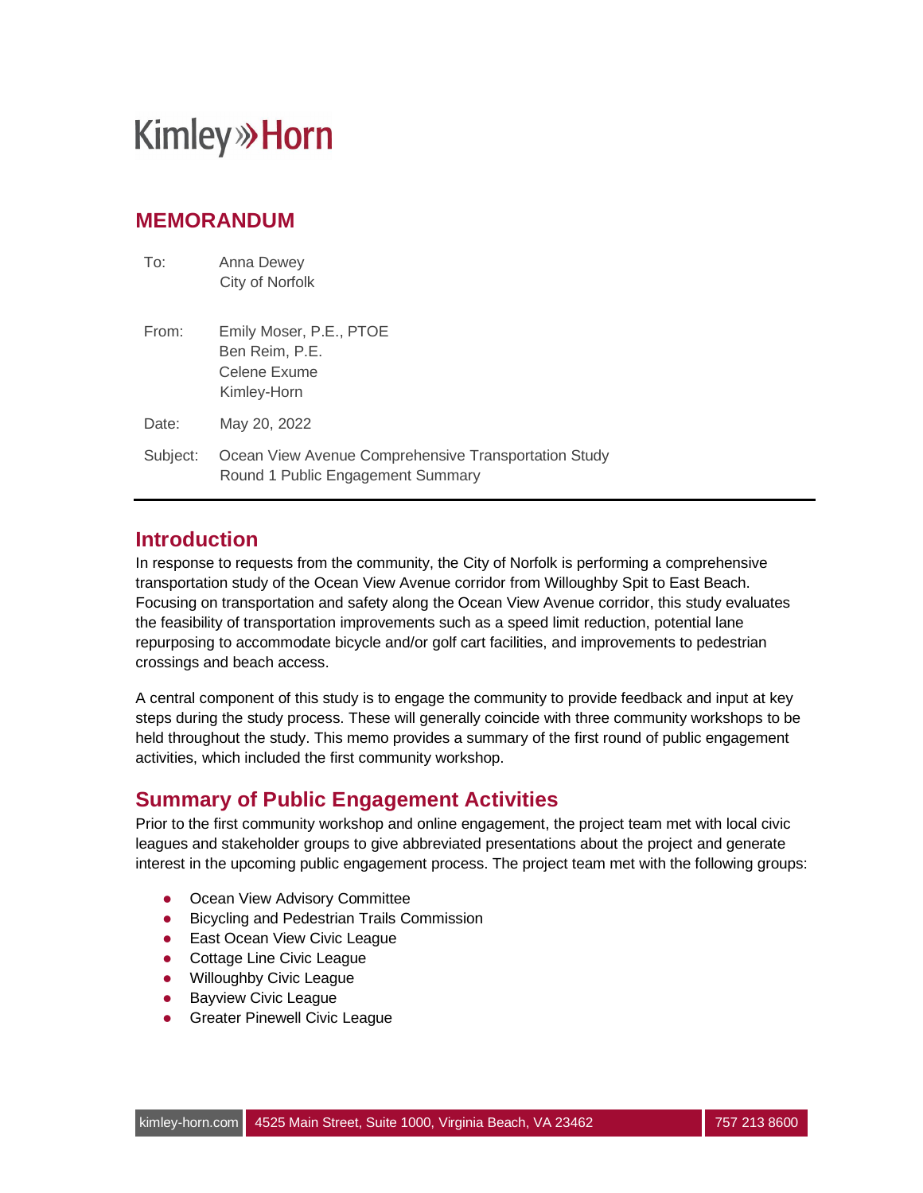Kimley»Horn

## MEMORANDUM

To: Anna Dewey
City of Norfolk

From: Emily Moser, P.E., PTOE
Ben Reim, P.E.
Celene Exume
Kimley-Horn

Date: May 20, 2022

Subject: Ocean View Avenue Comprehensive Transportation Study
Round 1 Public Engagement Summary

---

## Introduction

In response to requests from the community, the City of Norfolk is performing a comprehensive transportation study of the Ocean View Avenue corridor from Willoughby Spit to East Beach. Focusing on transportation and safety along the Ocean View Avenue corridor, this study evaluates the feasibility of transportation improvements such as a speed limit reduction, potential lane repurposing to accommodate bicycle and/or golf cart facilities, and improvements to pedestrian crossings and beach access.

A central component of this study is to engage the community to provide feedback and input at key steps during the study process. These will generally coincide with three community workshops to be held throughout the study. This memo provides a summary of the first round of public engagement activities, which included the first community workshop.

## Summary of Public Engagement Activities

Prior to the first community workshop and online engagement, the project team met with local civic leagues and stakeholder groups to give abbreviated presentations about the project and generate interest in the upcoming public engagement process. The project team met with the following groups:

- Ocean View Advisory Committee
- Bicycling and Pedestrian Trails Commission
- East Ocean View Civic League
- Cottage Line Civic League
- Willoughby Civic League
- Bayview Civic League
- Greater Pinewell Civic League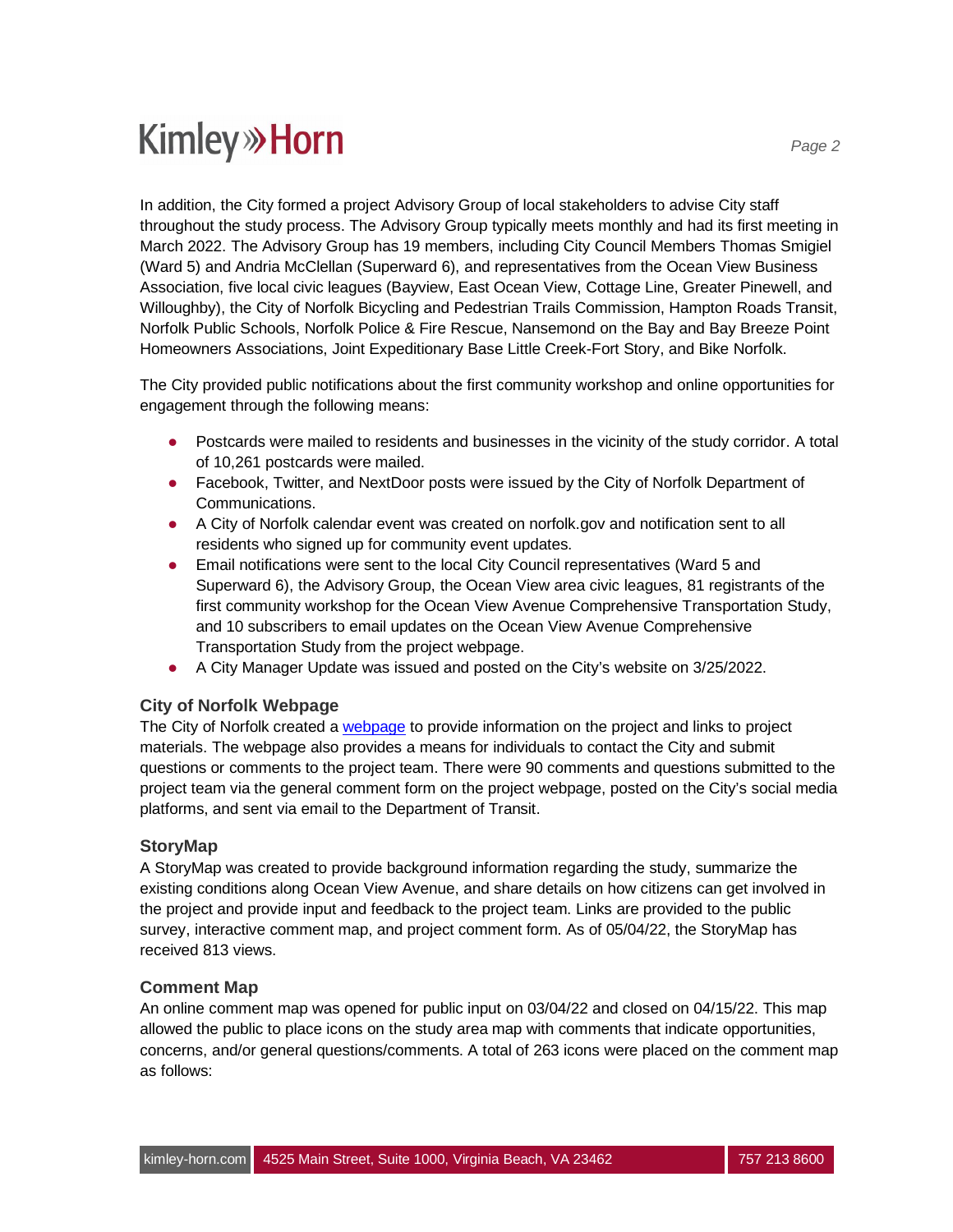In addition, the City formed a project Advisory Group of local stakeholders to advise City staff throughout the study process. The Advisory Group typically meets monthly and had its first meeting in March 2022. The Advisory Group has 19 members, including City Council Members Thomas Smigiel (Ward 5) and Andria McClellan (Superward 6), and representatives from the Ocean View Business Association, five local civic leagues (Bayview, East Ocean View, Cottage Line, Greater Pinewell, and Willoughby), the City of Norfolk Bicycling and Pedestrian Trails Commission, Hampton Roads Transit, Norfolk Public Schools, Norfolk Police & Fire Rescue, Nansemond on the Bay and Bay Breeze Point Homeowners Associations, Joint Expeditionary Base Little Creek-Fort Story, and Bike Norfolk.

The City provided public notifications about the first community workshop and online opportunities for engagement through the following means:

- Postcards were mailed to residents and businesses in the vicinity of the study corridor. A total of 10,261 postcards were mailed.
- Facebook, Twitter, and NextDoor posts were issued by the City of Norfolk Department of Communications.
- A City of Norfolk calendar event was created on norfolk.gov and notification sent to all residents who signed up for community event updates.
- Email notifications were sent to the local City Council representatives (Ward 5 and Superward 6), the Advisory Group, the Ocean View area civic leagues, 81 registrants of the first community workshop for the Ocean View Avenue Comprehensive Transportation Study, and 10 subscribers to email updates on the Ocean View Avenue Comprehensive Transportation Study from the project webpage.
- A City Manager Update was issued and posted on the City's website on 3/25/2022.

### City of Norfolk Webpage

The City of Norfolk created a webpage to provide information on the project and links to project materials. The webpage also provides a means for individuals to contact the City and submit questions or comments to the project team. There were 90 comments and questions submitted to the project team via the general comment form on the project webpage, posted on the City's social media platforms, and sent via email to the Department of Transit.

### StoryMap

A StoryMap was created to provide background information regarding the study, summarize the existing conditions along Ocean View Avenue, and share details on how citizens can get involved in the project and provide input and feedback to the project team. Links are provided to the public survey, interactive comment map, and project comment form. As of 05/04/22, the StoryMap has received 813 views.

### Comment Map

An online comment map was opened for public input on 03/04/22 and closed on 04/15/22. This map allowed the public to place icons on the study area map with comments that indicate opportunities, concerns, and/or general questions/comments. A total of 263 icons were placed on the comment map as follows: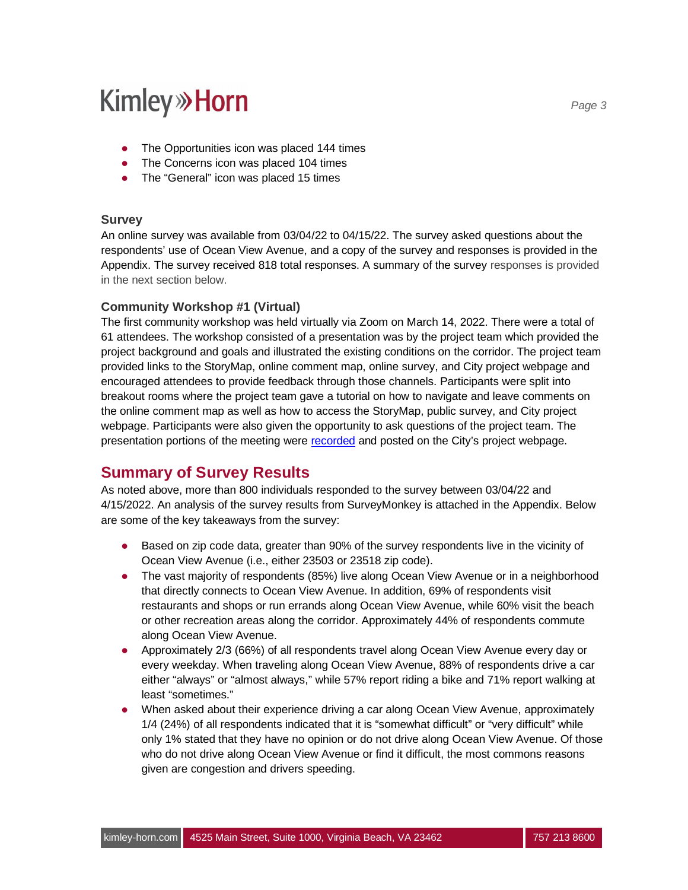- The Opportunities icon was placed 144 times
- The Concerns icon was placed 104 times
- The “General” icon was placed 15 times

### Survey

An online survey was available from 03/04/22 to 04/15/22. The survey asked questions about the respondents’ use of Ocean View Avenue, and a copy of the survey and responses is provided in the Appendix. The survey received 818 total responses. A summary of the survey responses is provided in the next section below.

### Community Workshop #1 (Virtual)

The first community workshop was held virtually via Zoom on March 14, 2022. There were a total of 61 attendees. The workshop consisted of a presentation was by the project team which provided the project background and goals and illustrated the existing conditions on the corridor. The project team provided links to the StoryMap, online comment map, online survey, and City project webpage and encouraged attendees to provide feedback through those channels. Participants were split into breakout rooms where the project team gave a tutorial on how to navigate and leave comments on the online comment map as well as how to access the StoryMap, public survey, and City project webpage. Participants were also given the opportunity to ask questions of the project team. The presentation portions of the meeting were recorded and posted on the City’s project webpage.

## Summary of Survey Results

As noted above, more than 800 individuals responded to the survey between 03/04/22 and 4/15/2022. An analysis of the survey results from SurveyMonkey is attached in the Appendix. Below are some of the key takeaways from the survey:

- Based on zip code data, greater than 90% of the survey respondents live in the vicinity of Ocean View Avenue (i.e., either 23503 or 23518 zip code).
- The vast majority of respondents (85%) live along Ocean View Avenue or in a neighborhood that directly connects to Ocean View Avenue. In addition, 69% of respondents visit restaurants and shops or run errands along Ocean View Avenue, while 60% visit the beach or other recreation areas along the corridor. Approximately 44% of respondents commute along Ocean View Avenue.
- Approximately 2/3 (66%) of all respondents travel along Ocean View Avenue every day or every weekday. When traveling along Ocean View Avenue, 88% of respondents drive a car either “always” or “almost always,” while 57% report riding a bike and 71% report walking at least “sometimes.”
- When asked about their experience driving a car along Ocean View Avenue, approximately 1/4 (24%) of all respondents indicated that it is “somewhat difficult” or “very difficult” while only 1% stated that they have no opinion or do not drive along Ocean View Avenue. Of those who do not drive along Ocean View Avenue or find it difficult, the most commons reasons given are congestion and drivers speeding.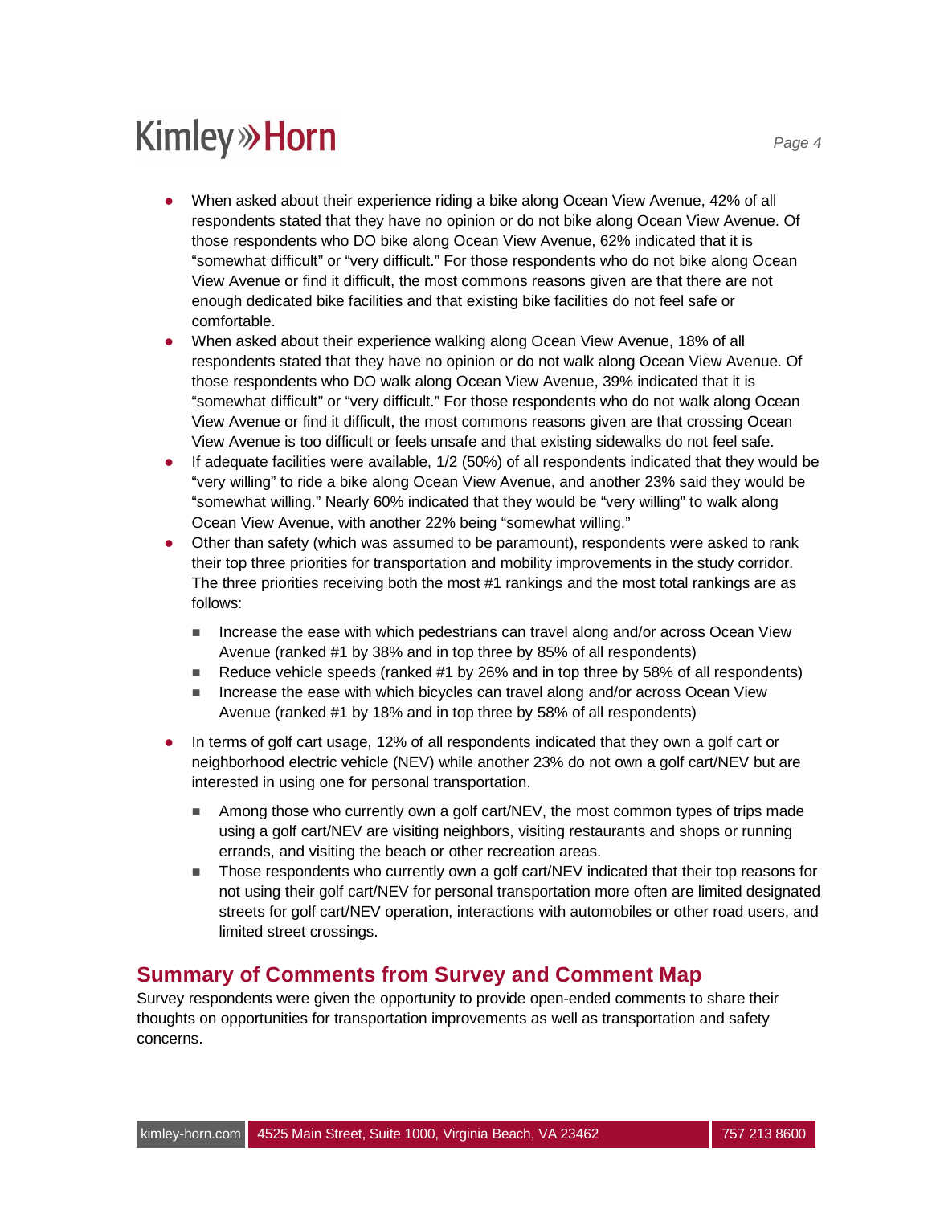- When asked about their experience riding a bike along Ocean View Avenue, 42% of all respondents stated that they have no opinion or do not bike along Ocean View Avenue. Of those respondents who DO bike along Ocean View Avenue, 62% indicated that it is "somewhat difficult" or "very difficult." For those respondents who do not bike along Ocean View Avenue or find it difficult, the most commons reasons given are that there are not enough dedicated bike facilities and that existing bike facilities do not feel safe or comfortable.
- When asked about their experience walking along Ocean View Avenue, 18% of all respondents stated that they have no opinion or do not walk along Ocean View Avenue. Of those respondents who DO walk along Ocean View Avenue, 39% indicated that it is "somewhat difficult" or "very difficult." For those respondents who do not walk along Ocean View Avenue or find it difficult, the most commons reasons given are that crossing Ocean View Avenue is too difficult or feels unsafe and that existing sidewalks do not feel safe.
- If adequate facilities were available, 1/2 (50%) of all respondents indicated that they would be "very willing" to ride a bike along Ocean View Avenue, and another 23% said they would be "somewhat willing." Nearly 60% indicated that they would be "very willing" to walk along Ocean View Avenue, with another 22% being "somewhat willing."
- Other than safety (which was assumed to be paramount), respondents were asked to rank their top three priorities for transportation and mobility improvements in the study corridor. The three priorities receiving both the most #1 rankings and the most total rankings are as follows:
  - Increase the ease with which pedestrians can travel along and/or across Ocean View Avenue (ranked #1 by 38% and in top three by 85% of all respondents)
  - Reduce vehicle speeds (ranked #1 by 26% and in top three by 58% of all respondents)
  - Increase the ease with which bicycles can travel along and/or across Ocean View Avenue (ranked #1 by 18% and in top three by 58% of all respondents)
- In terms of golf cart usage, 12% of all respondents indicated that they own a golf cart or neighborhood electric vehicle (NEV) while another 23% do not own a golf cart/NEV but are interested in using one for personal transportation.
  - Among those who currently own a golf cart/NEV, the most common types of trips made using a golf cart/NEV are visiting neighbors, visiting restaurants and shops or running errands, and visiting the beach or other recreation areas.
  - Those respondents who currently own a golf cart/NEV indicated that their top reasons for not using their golf cart/NEV for personal transportation more often are limited designated streets for golf cart/NEV operation, interactions with automobiles or other road users, and limited street crossings.

## Summary of Comments from Survey and Comment Map

Survey respondents were given the opportunity to provide open-ended comments to share their thoughts on opportunities for transportation improvements as well as transportation and safety concerns.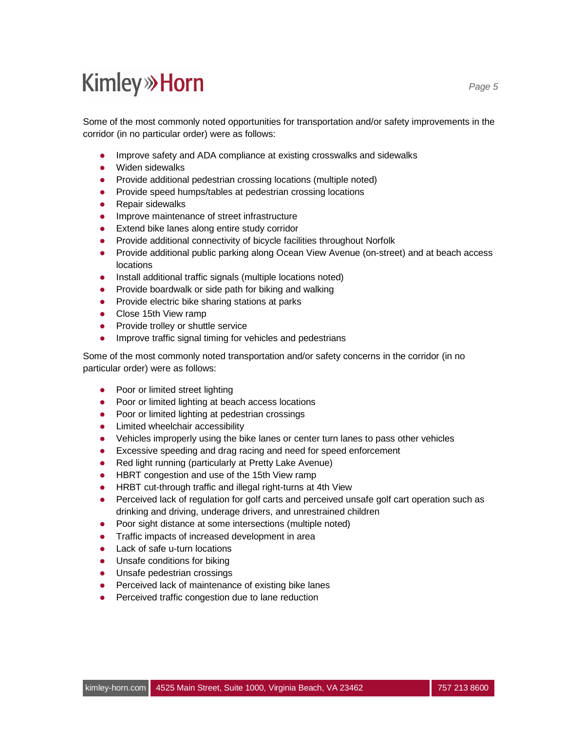Some of the most commonly noted opportunities for transportation and/or safety improvements in the corridor (in no particular order) were as follows:

- Improve safety and ADA compliance at existing crosswalks and sidewalks
- Widen sidewalks
- Provide additional pedestrian crossing locations (multiple noted)
- Provide speed humps/tables at pedestrian crossing locations
- Repair sidewalks
- Improve maintenance of street infrastructure
- Extend bike lanes along entire study corridor
- Provide additional connectivity of bicycle facilities throughout Norfolk
- Provide additional public parking along Ocean View Avenue (on-street) and at beach access locations
- Install additional traffic signals (multiple locations noted)
- Provide boardwalk or side path for biking and walking
- Provide electric bike sharing stations at parks
- Close 15th View ramp
- Provide trolley or shuttle service
- Improve traffic signal timing for vehicles and pedestrians

Some of the most commonly noted transportation and/or safety concerns in the corridor (in no particular order) were as follows:

- Poor or limited street lighting
- Poor or limited lighting at beach access locations
- Poor or limited lighting at pedestrian crossings
- Limited wheelchair accessibility
- Vehicles improperly using the bike lanes or center turn lanes to pass other vehicles
- Excessive speeding and drag racing and need for speed enforcement
- Red light running (particularly at Pretty Lake Avenue)
- HBRT congestion and use of the 15th View ramp
- HRBT cut-through traffic and illegal right-turns at 4th View
- Perceived lack of regulation for golf carts and perceived unsafe golf cart operation such as drinking and driving, underage drivers, and unrestrained children
- Poor sight distance at some intersections (multiple noted)
- Traffic impacts of increased development in area
- Lack of safe u-turn locations
- Unsafe conditions for biking
- Unsafe pedestrian crossings
- Perceived lack of maintenance of existing bike lanes
- Perceived traffic congestion due to lane reduction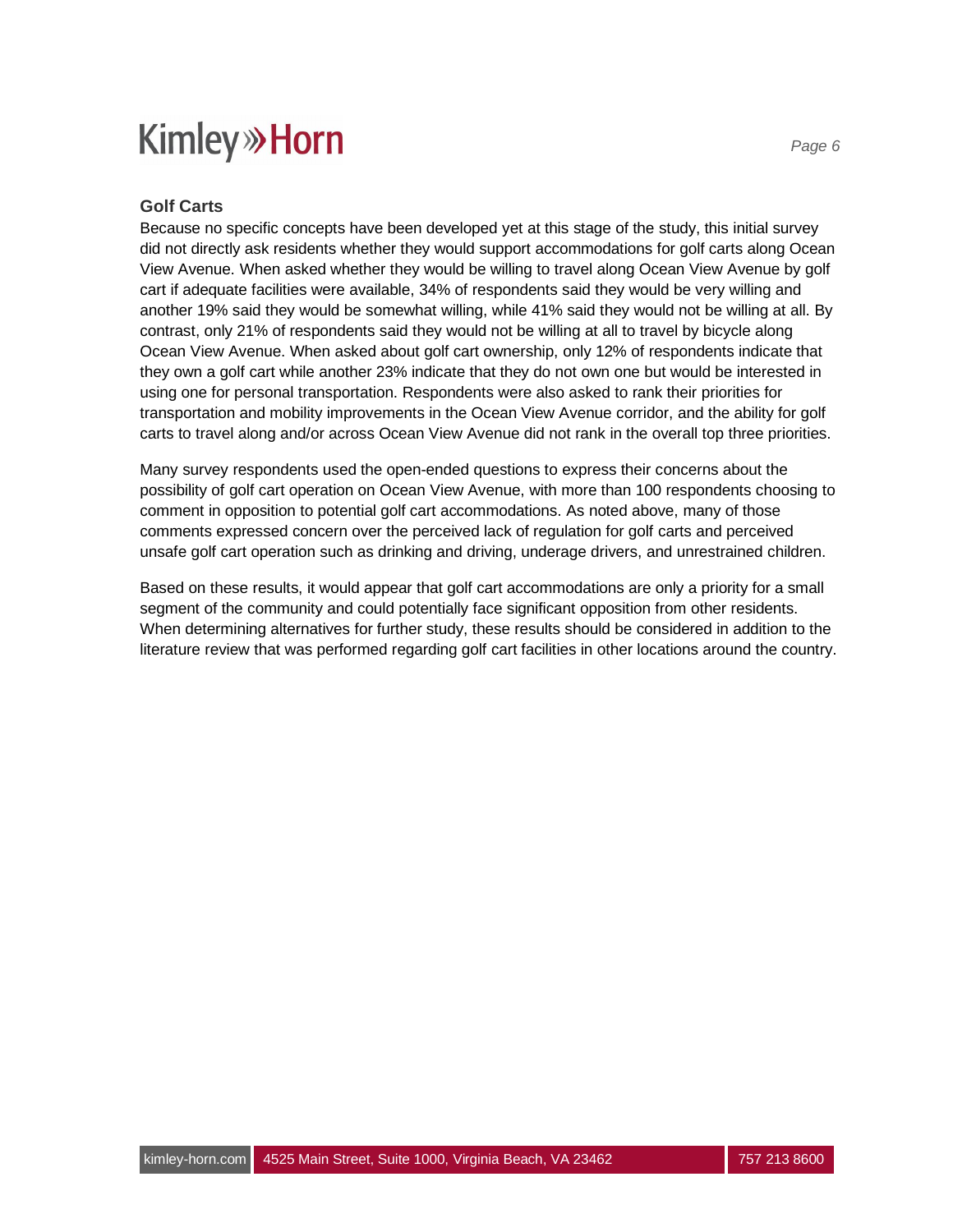## Golf Carts

Because no specific concepts have been developed yet at this stage of the study, this initial survey did not directly ask residents whether they would support accommodations for golf carts along Ocean View Avenue. When asked whether they would be willing to travel along Ocean View Avenue by golf cart if adequate facilities were available, 34% of respondents said they would be very willing and another 19% said they would be somewhat willing, while 41% said they would not be willing at all. By contrast, only 21% of respondents said they would not be willing at all to travel by bicycle along Ocean View Avenue. When asked about golf cart ownership, only 12% of respondents indicate that they own a golf cart while another 23% indicate that they do not own one but would be interested in using one for personal transportation. Respondents were also asked to rank their priorities for transportation and mobility improvements in the Ocean View Avenue corridor, and the ability for golf carts to travel along and/or across Ocean View Avenue did not rank in the overall top three priorities.

Many survey respondents used the open-ended questions to express their concerns about the possibility of golf cart operation on Ocean View Avenue, with more than 100 respondents choosing to comment in opposition to potential golf cart accommodations. As noted above, many of those comments expressed concern over the perceived lack of regulation for golf carts and perceived unsafe golf cart operation such as drinking and driving, underage drivers, and unrestrained children.

Based on these results, it would appear that golf cart accommodations are only a priority for a small segment of the community and could potentially face significant opposition from other residents. When determining alternatives for further study, these results should be considered in addition to the literature review that was performed regarding golf cart facilities in other locations around the country.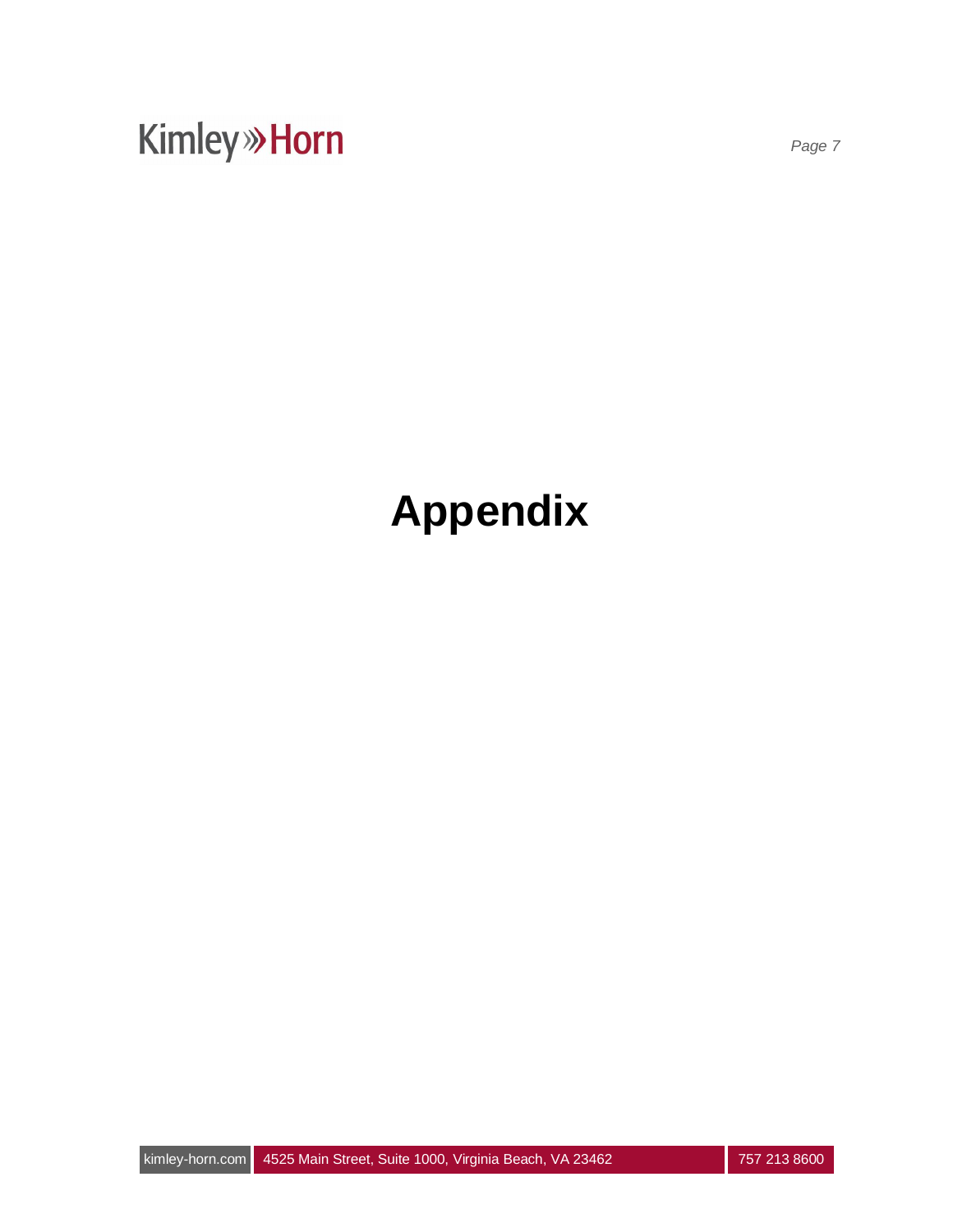# Appendix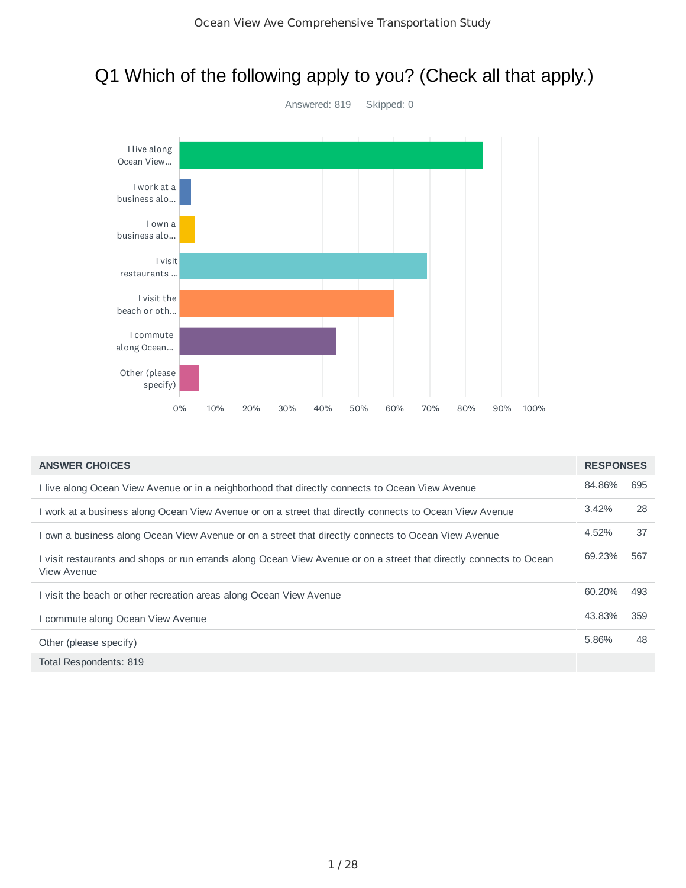# Q1 Which of the following apply to you? (Check all that apply.)

Answered: 819    Skipped: 0

| ANSWER CHOICES | RESPONSES | |
|---|---|---|
| I live along Ocean View Avenue or in a neighborhood that directly connects to Ocean View Avenue | 84.86% | 695 |
| I work at a business along Ocean View Avenue or on a street that directly connects to Ocean View Avenue | 3.42% | 28 |
| I own a business along Ocean View Avenue or on a street that directly connects to Ocean View Avenue | 4.52% | 37 |
| I visit restaurants and shops or run errands along Ocean View Avenue or on a street that directly connects to Ocean View Avenue | 69.23% | 567 |
| I visit the beach or other recreation areas along Ocean View Avenue | 60.20% | 493 |
| I commute along Ocean View Avenue | 43.83% | 359 |
| Other (please specify) | 5.86% | 48 |
| Total Respondents: 819 | | |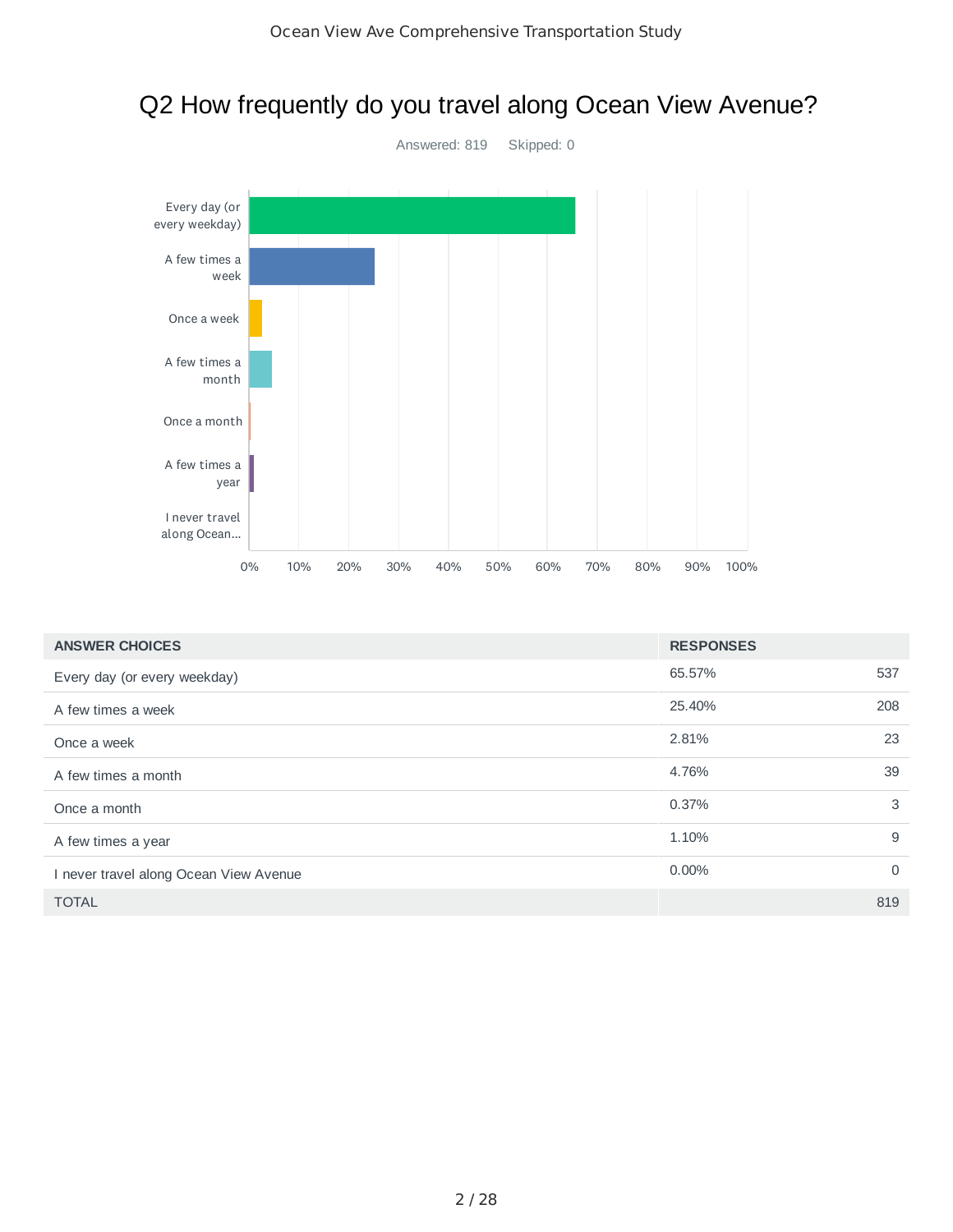# Q2 How frequently do you travel along Ocean View Avenue?

Answered: 819 Skipped: 0

| ANSWER CHOICES | RESPONSES | |
|---|---|---|
| Every day (or every weekday) | 65.57% | 537 |
| A few times a week | 25.40% | 208 |
| Once a week | 2.81% | 23 |
| A few times a month | 4.76% | 39 |
| Once a month | 0.37% | 3 |
| A few times a year | 1.10% | 9 |
| I never travel along Ocean View Avenue | 0.00% | 0 |
| TOTAL | | 819 |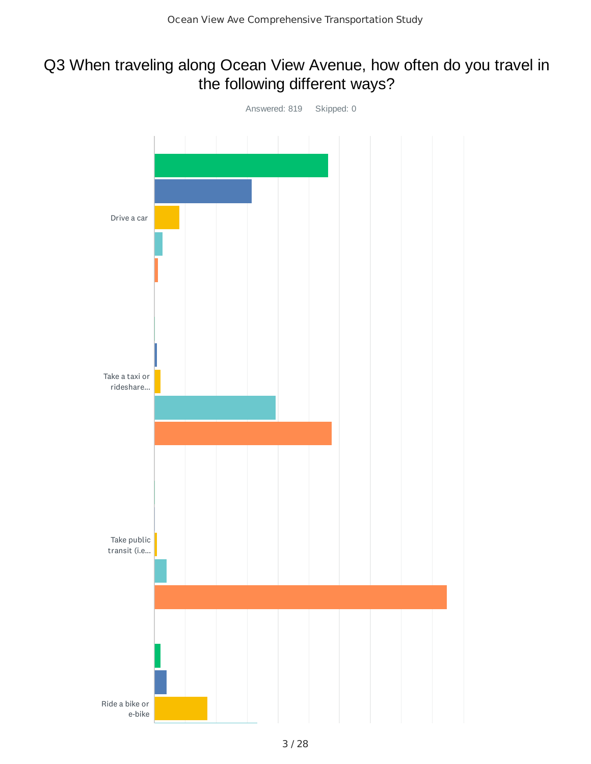# Q3 When traveling along Ocean View Avenue, how often do you travel in the following different ways?

Answered: 819 Skipped: 0

Drive a car

Take a taxi or rideshare...

Take public transit (i.e...

Ride a bike or e-bike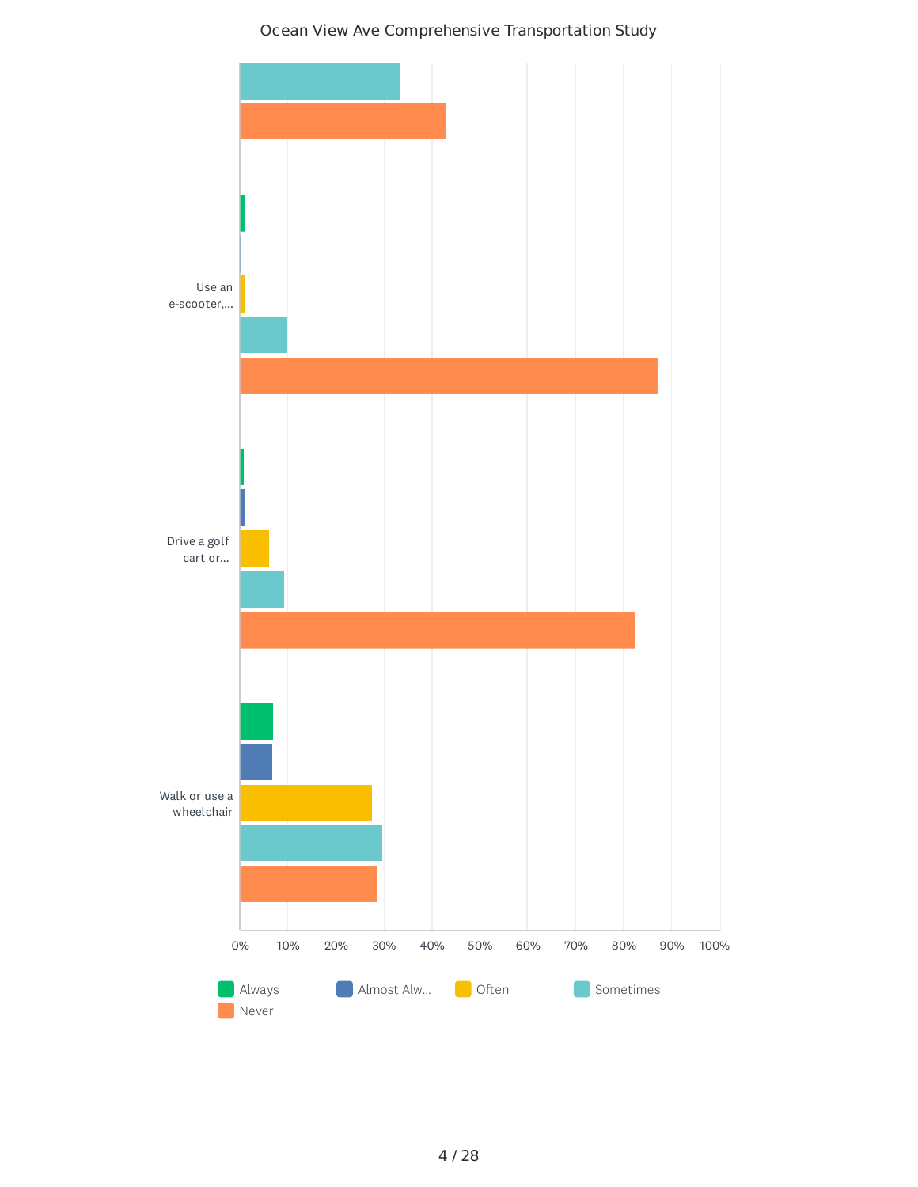Ocean View Ave Comprehensive Transportation Study

Use an e-scooter,...

Drive a golf cart or...

Walk or use a wheelchair

0% 10% 20% 30% 40% 50% 60% 70% 80% 90% 100%

Always | Almost Alw... | Often | Sometimes | Never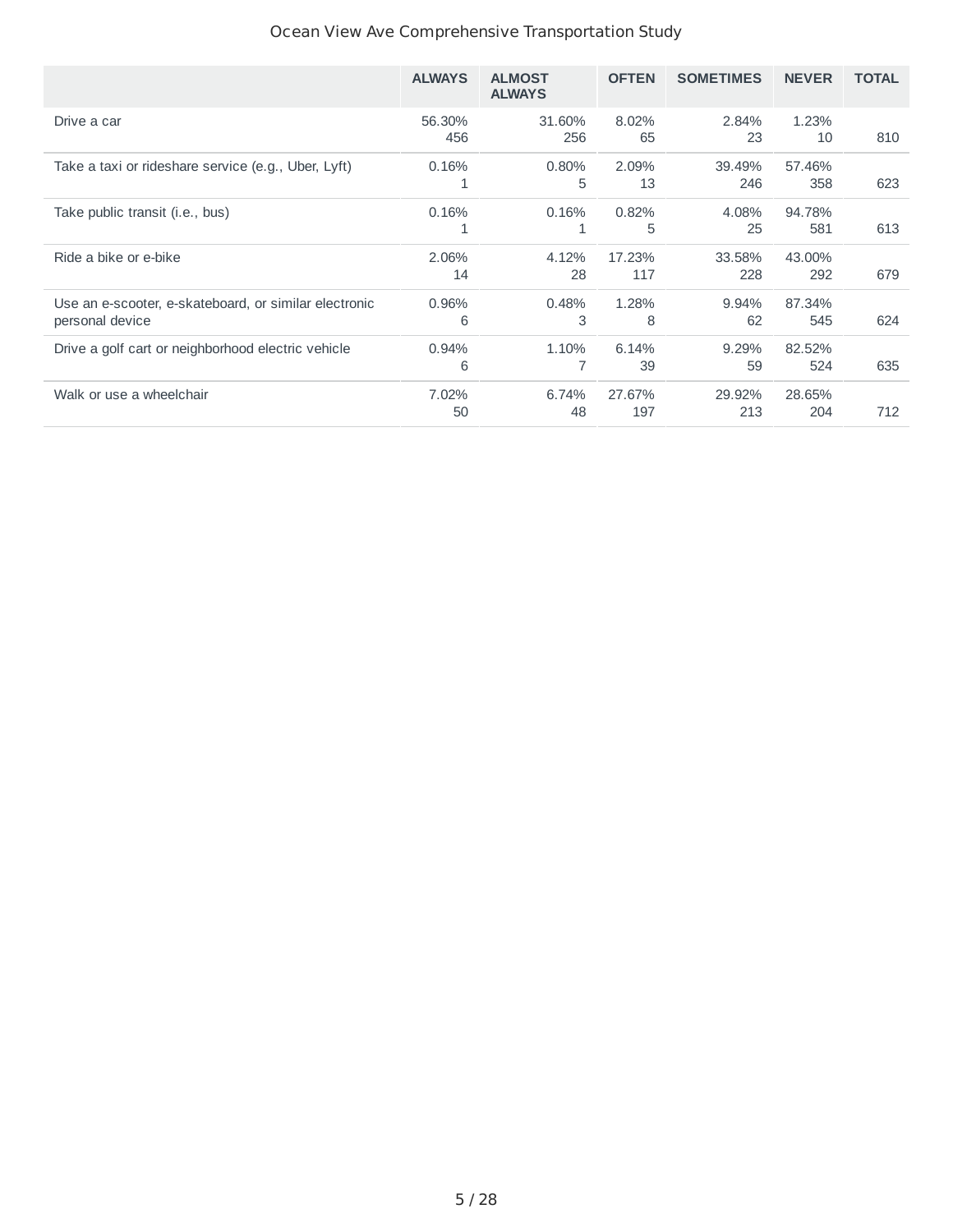|  | ALWAYS | ALMOST ALWAYS | OFTEN | SOMETIMES | NEVER | TOTAL |
|---|---|---|---|---|---|---|
| Drive a car | 56.30% 456 | 31.60% 256 | 8.02% 65 | 2.84% 23 | 1.23% 10 | 810 |
| Take a taxi or rideshare service (e.g., Uber, Lyft) | 0.16% 1 | 0.80% 5 | 2.09% 13 | 39.49% 246 | 57.46% 358 | 623 |
| Take public transit (i.e., bus) | 0.16% 1 | 0.16% 1 | 0.82% 5 | 4.08% 25 | 94.78% 581 | 613 |
| Ride a bike or e-bike | 2.06% 14 | 4.12% 28 | 17.23% 117 | 33.58% 228 | 43.00% 292 | 679 |
| Use an e-scooter, e-skateboard, or similar electronic personal device | 0.96% 6 | 0.48% 3 | 1.28% 8 | 9.94% 62 | 87.34% 545 | 624 |
| Drive a golf cart or neighborhood electric vehicle | 0.94% 6 | 1.10% 7 | 6.14% 39 | 9.29% 59 | 82.52% 524 | 635 |
| Walk or use a wheelchair | 7.02% 50 | 6.74% 48 | 27.67% 197 | 29.92% 213 | 28.65% 204 | 712 |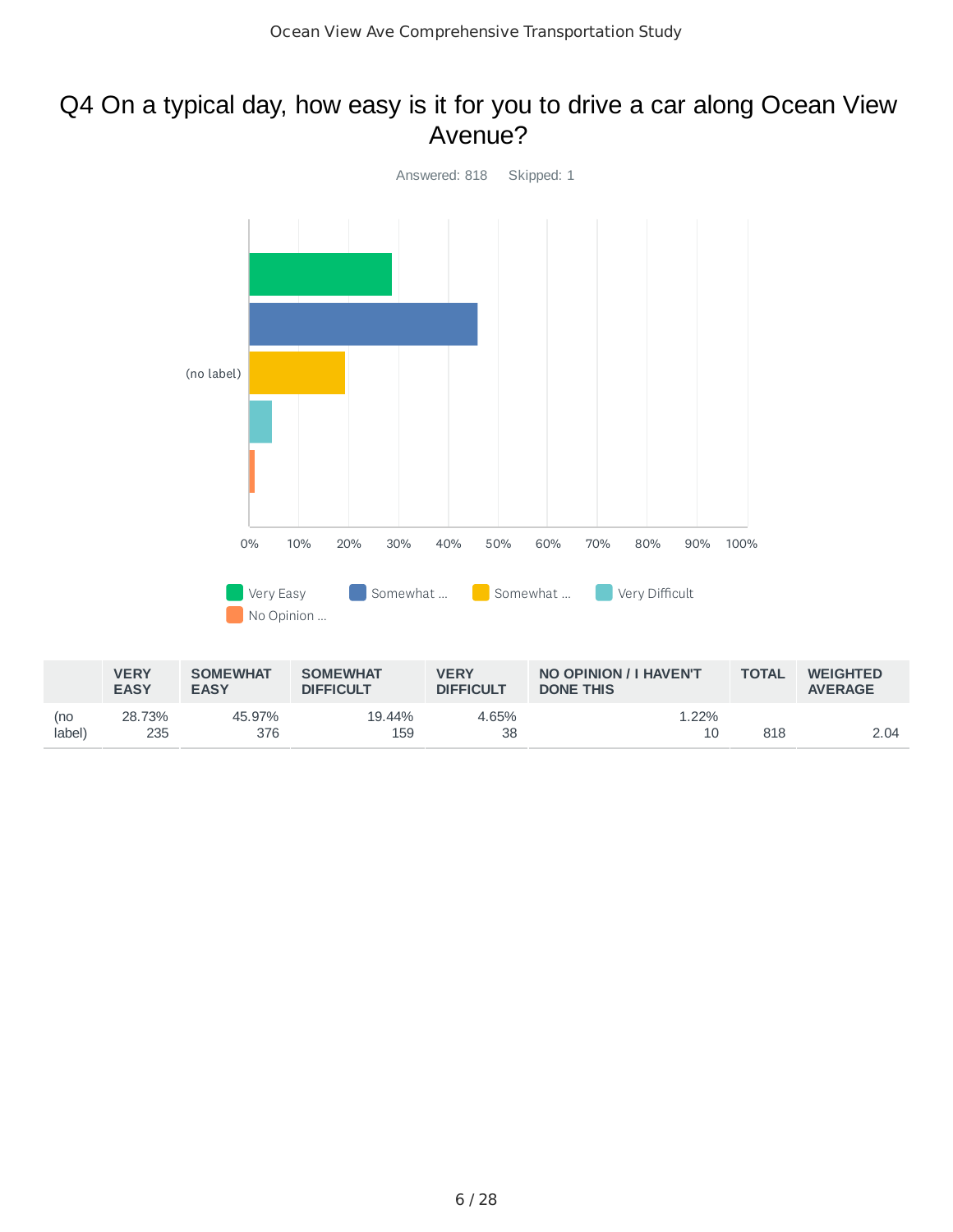# Q4 On a typical day, how easy is it for you to drive a car along Ocean View Avenue?

Answered: 818 Skipped: 1

| | VERY EASY | SOMEWHAT EASY | SOMEWHAT DIFFICULT | VERY DIFFICULT | NO OPINION / I HAVEN'T DONE THIS | TOTAL | WEIGHTED AVERAGE |
|---|---|---|---|---|---|---|---|
| (no label) | 28.73%<br>235 | 45.97%<br>376 | 19.44%<br>159 | 4.65%<br>38 | 1.22%<br>10 | 818 | 2.04 |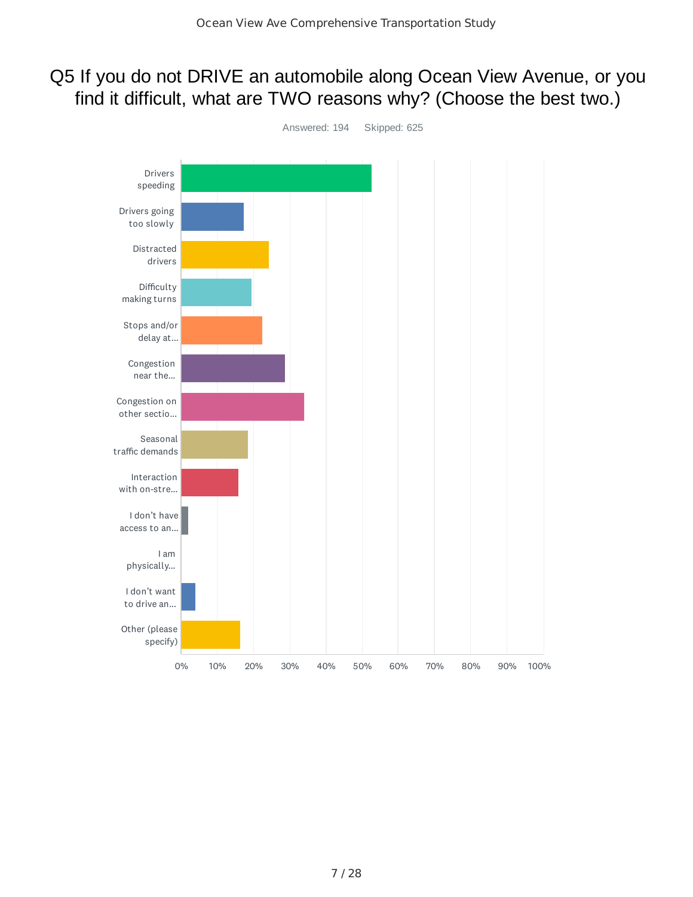# Q5 If you do not DRIVE an automobile along Ocean View Avenue, or you find it difficult, what are TWO reasons why? (Choose the best two.)

Answered: 194 Skipped: 625

| Answer Choice |
| --- |
| Drivers speeding |
| Drivers going too slowly |
| Distracted drivers |
| Difficulty making turns |
| Stops and/or delay at... |
| Congestion near the... |
| Congestion on other sectio... |
| Seasonal traffic demands |
| Interaction with on-stre... |
| I don't have access to an... |
| I am physically... |
| I don't want to drive an... |
| Other (please specify) |

0% 10% 20% 30% 40% 50% 60% 70% 80% 90% 100%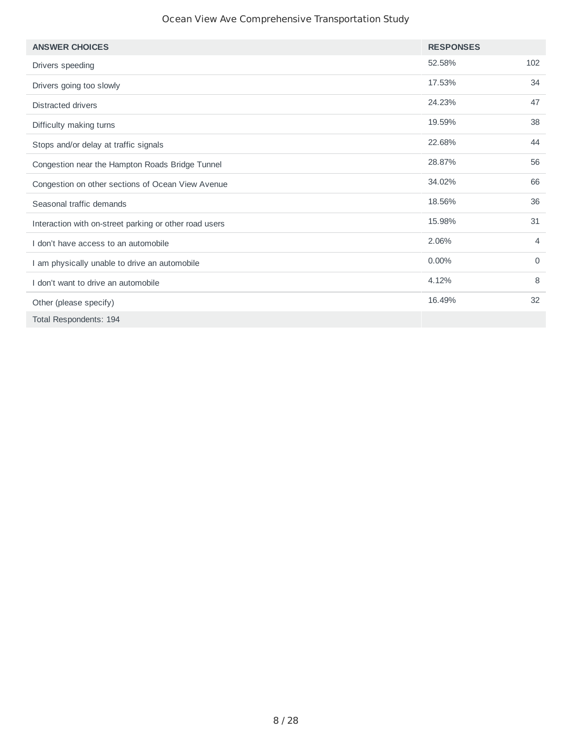| ANSWER CHOICES | RESPONSES | |
|---|---|---|
| Drivers speeding | 52.58% | 102 |
| Drivers going too slowly | 17.53% | 34 |
| Distracted drivers | 24.23% | 47 |
| Difficulty making turns | 19.59% | 38 |
| Stops and/or delay at traffic signals | 22.68% | 44 |
| Congestion near the Hampton Roads Bridge Tunnel | 28.87% | 56 |
| Congestion on other sections of Ocean View Avenue | 34.02% | 66 |
| Seasonal traffic demands | 18.56% | 36 |
| Interaction with on-street parking or other road users | 15.98% | 31 |
| I don't have access to an automobile | 2.06% | 4 |
| I am physically unable to drive an automobile | 0.00% | 0 |
| I don't want to drive an automobile | 4.12% | 8 |
| Other (please specify) | 16.49% | 32 |
| Total Respondents: 194 | | |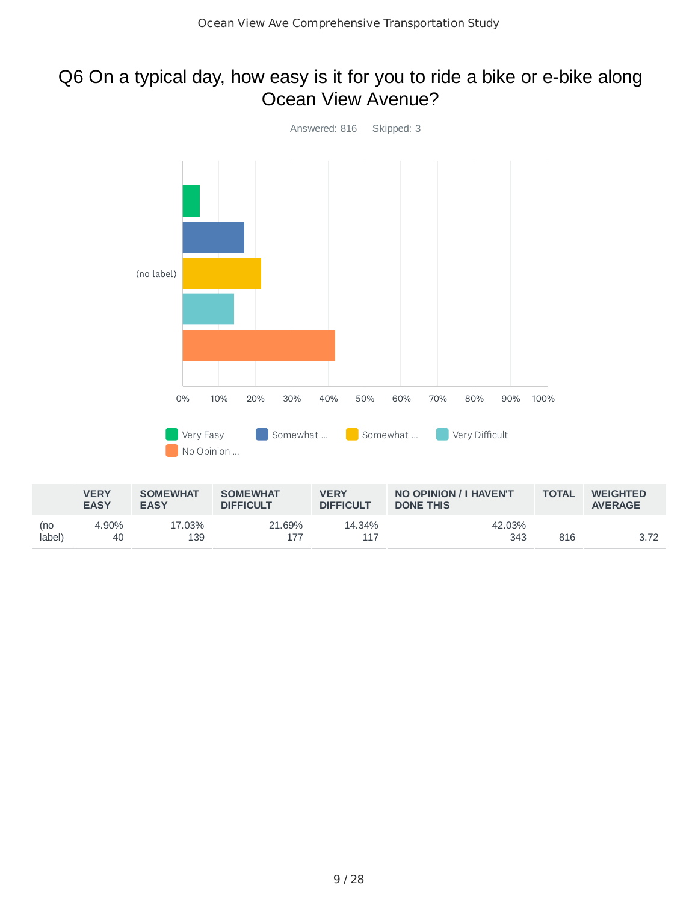# Q6 On a typical day, how easy is it for you to ride a bike or e-bike along Ocean View Avenue?

Answered: 816 Skipped: 3

|  | VERY EASY | SOMEWHAT EASY | SOMEWHAT DIFFICULT | VERY DIFFICULT | NO OPINION / I HAVEN'T DONE THIS | TOTAL | WEIGHTED AVERAGE |
|---|---|---|---|---|---|---|---|
| (no label) | 4.90% 40 | 17.03% 139 | 21.69% 177 | 14.34% 117 | 42.03% 343 | 816 | 3.72 |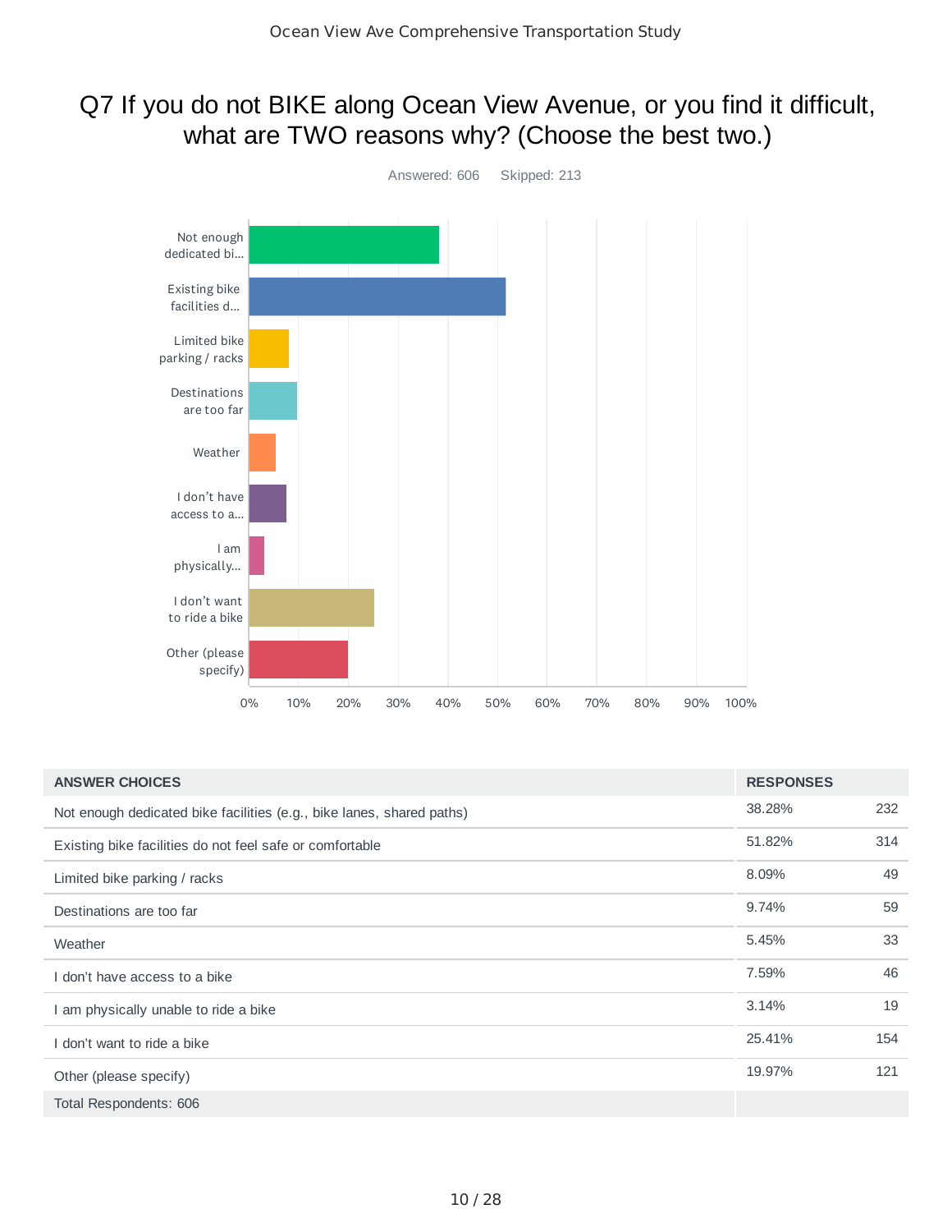# Q7 If you do not BIKE along Ocean View Avenue, or you find it difficult, what are TWO reasons why? (Choose the best two.)

Answered: 606 Skipped: 213

| ANSWER CHOICES | RESPONSES | |
|---|---|---|
| Not enough dedicated bike facilities (e.g., bike lanes, shared paths) | 38.28% | 232 |
| Existing bike facilities do not feel safe or comfortable | 51.82% | 314 |
| Limited bike parking / racks | 8.09% | 49 |
| Destinations are too far | 9.74% | 59 |
| Weather | 5.45% | 33 |
| I don't have access to a bike | 7.59% | 46 |
| I am physically unable to ride a bike | 3.14% | 19 |
| I don't want to ride a bike | 25.41% | 154 |
| Other (please specify) | 19.97% | 121 |
| Total Respondents: 606 | | |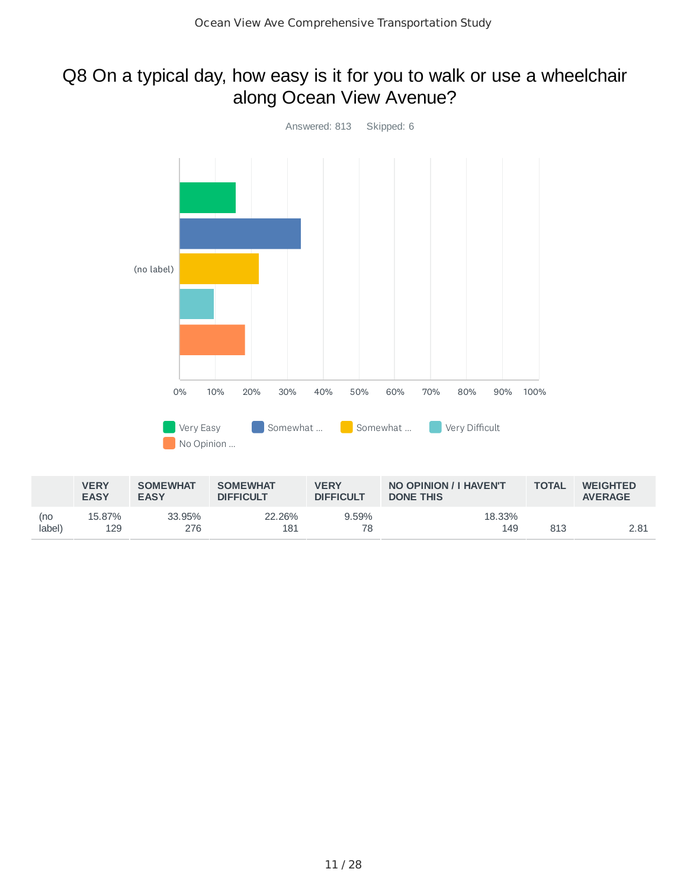# Q8 On a typical day, how easy is it for you to walk or use a wheelchair along Ocean View Avenue?

Answered: 813    Skipped: 6

(no label)

0% 10% 20% 30% 40% 50% 60% 70% 80% 90% 100%

Very Easy   Somewhat ...   Somewhat ...   Very Difficult   No Opinion ...

| | VERY EASY | SOMEWHAT EASY | SOMEWHAT DIFFICULT | VERY DIFFICULT | NO OPINION / I HAVEN'T DONE THIS | TOTAL | WEIGHTED AVERAGE |
|---|---|---|---|---|---|---|---|
| (no label) | 15.87%<br>129 | 33.95%<br>276 | 22.26%<br>181 | 9.59%<br>78 | 18.33%<br>149 | 813 | 2.81 |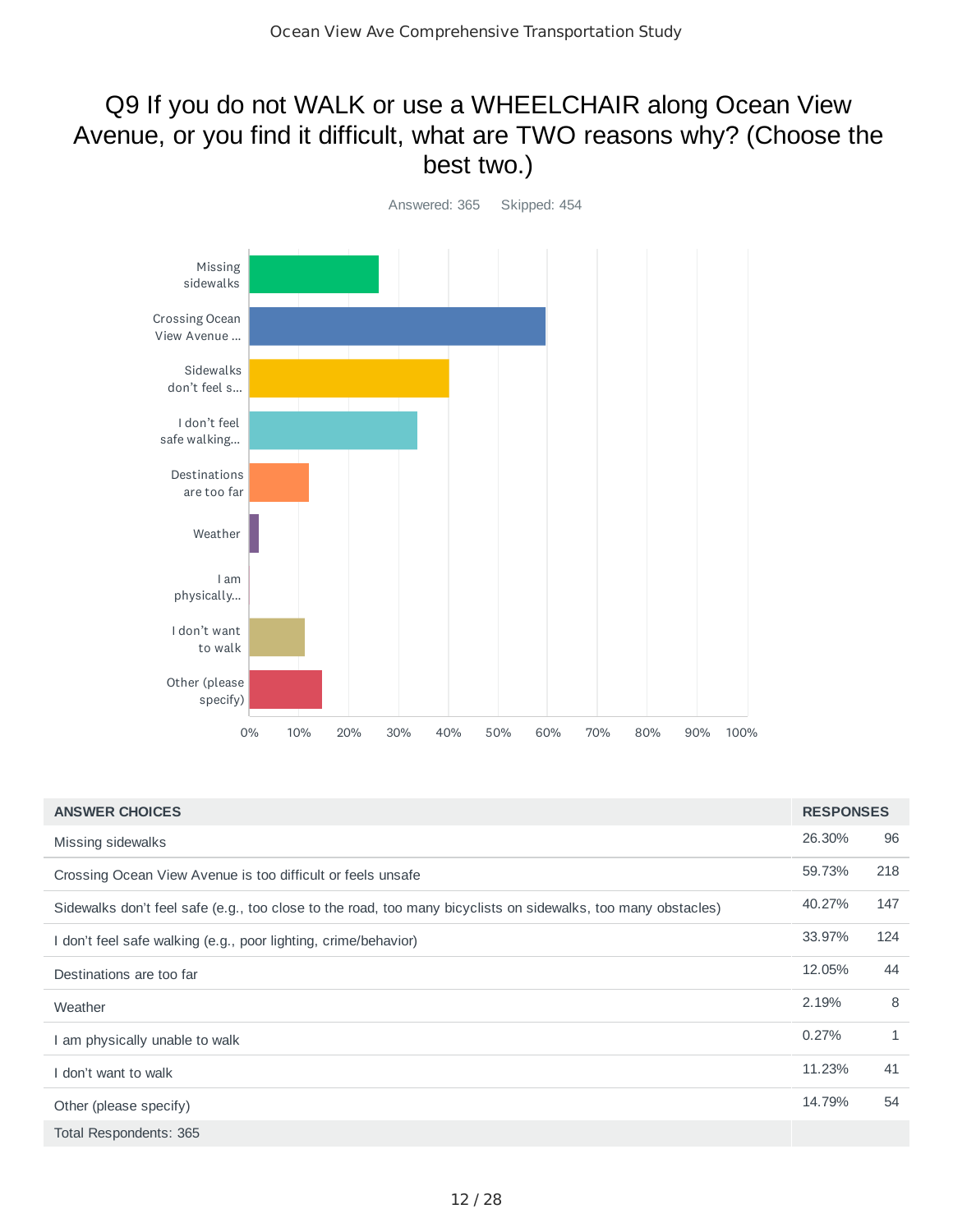# Q9 If you do not WALK or use a WHEELCHAIR along Ocean View Avenue, or you find it difficult, what are TWO reasons why? (Choose the best two.)

Answered: 365 Skipped: 454

| ANSWER CHOICES | RESPONSES | |
|---|---|---|
| Missing sidewalks | 26.30% | 96 |
| Crossing Ocean View Avenue is too difficult or feels unsafe | 59.73% | 218 |
| Sidewalks don't feel safe (e.g., too close to the road, too many bicyclists on sidewalks, too many obstacles) | 40.27% | 147 |
| I don't feel safe walking (e.g., poor lighting, crime/behavior) | 33.97% | 124 |
| Destinations are too far | 12.05% | 44 |
| Weather | 2.19% | 8 |
| I am physically unable to walk | 0.27% | 1 |
| I don't want to walk | 11.23% | 41 |
| Other (please specify) | 14.79% | 54 |
| Total Respondents: 365 | | |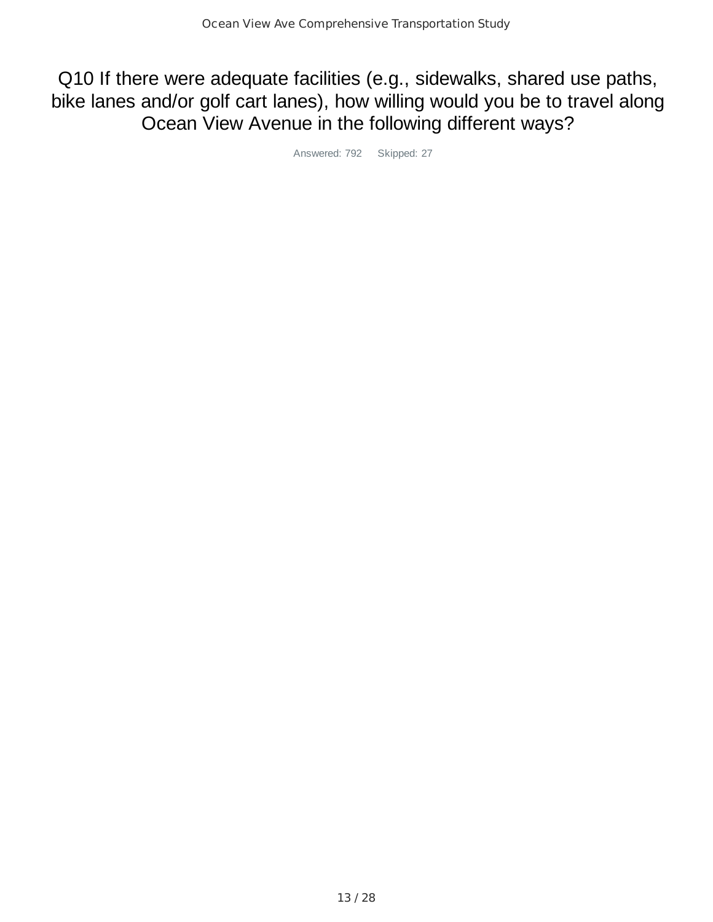# Q10 If there were adequate facilities (e.g., sidewalks, shared use paths, bike lanes and/or golf cart lanes), how willing would you be to travel along Ocean View Avenue in the following different ways?

Answered: 792    Skipped: 27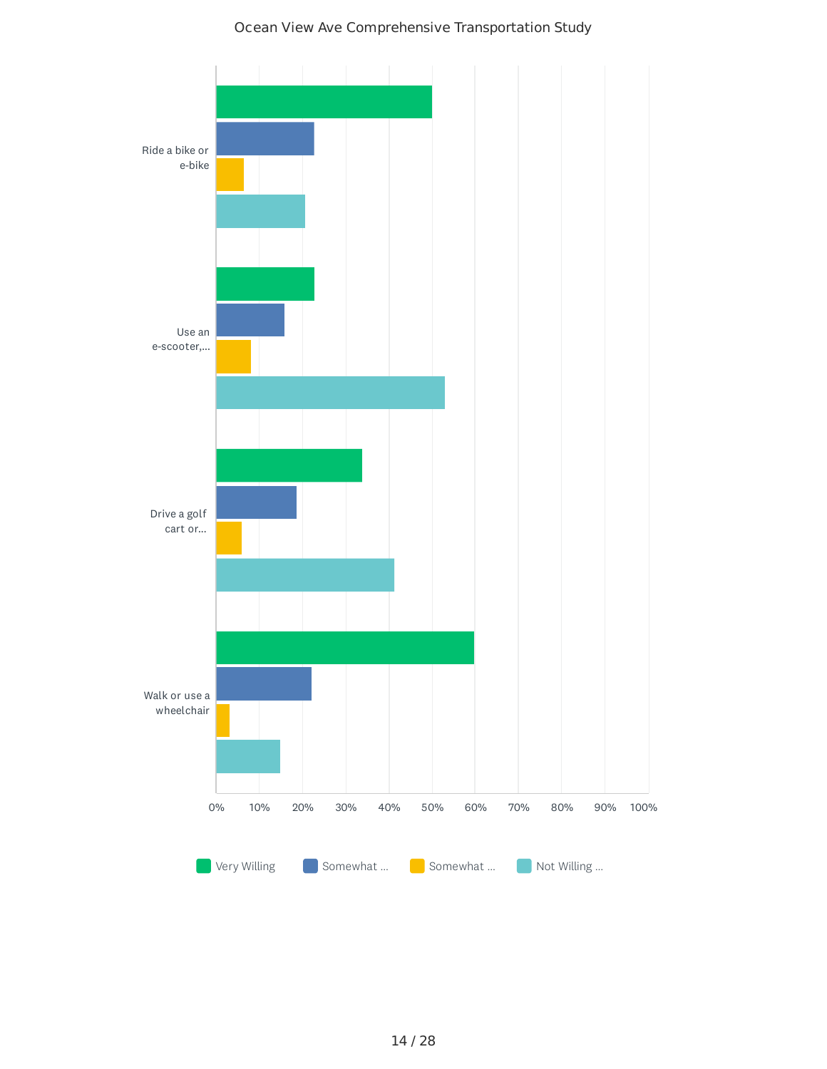Ocean View Ave Comprehensive Transportation Study

| | Very Willing | Somewhat ... | Somewhat ... | Not Willing ... |
|---|---|---|---|---|
| Ride a bike or e-bike | | | | |
| Use an e-scooter,... | | | | |
| Drive a golf cart or... | | | | |
| Walk or use a wheelchair | | | | |

0% 10% 20% 30% 40% 50% 60% 70% 80% 90% 100%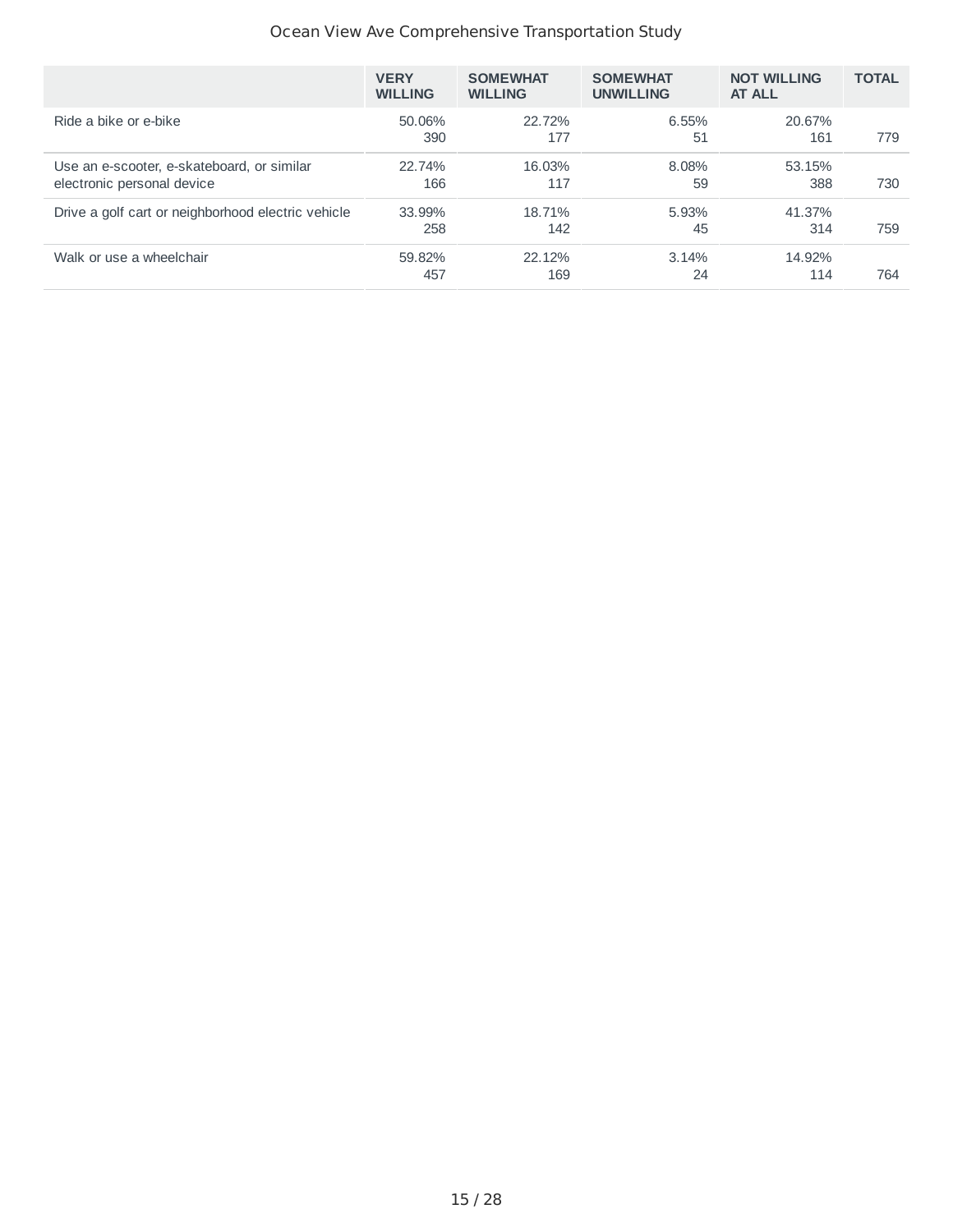| | VERY WILLING | SOMEWHAT WILLING | SOMEWHAT UNWILLING | NOT WILLING AT ALL | TOTAL |
|---|---|---|---|---|---|
| Ride a bike or e-bike | 50.06% 390 | 22.72% 177 | 6.55% 51 | 20.67% 161 | 779 |
| Use an e-scooter, e-skateboard, or similar electronic personal device | 22.74% 166 | 16.03% 117 | 8.08% 59 | 53.15% 388 | 730 |
| Drive a golf cart or neighborhood electric vehicle | 33.99% 258 | 18.71% 142 | 5.93% 45 | 41.37% 314 | 759 |
| Walk or use a wheelchair | 59.82% 457 | 22.12% 169 | 3.14% 24 | 14.92% 114 | 764 |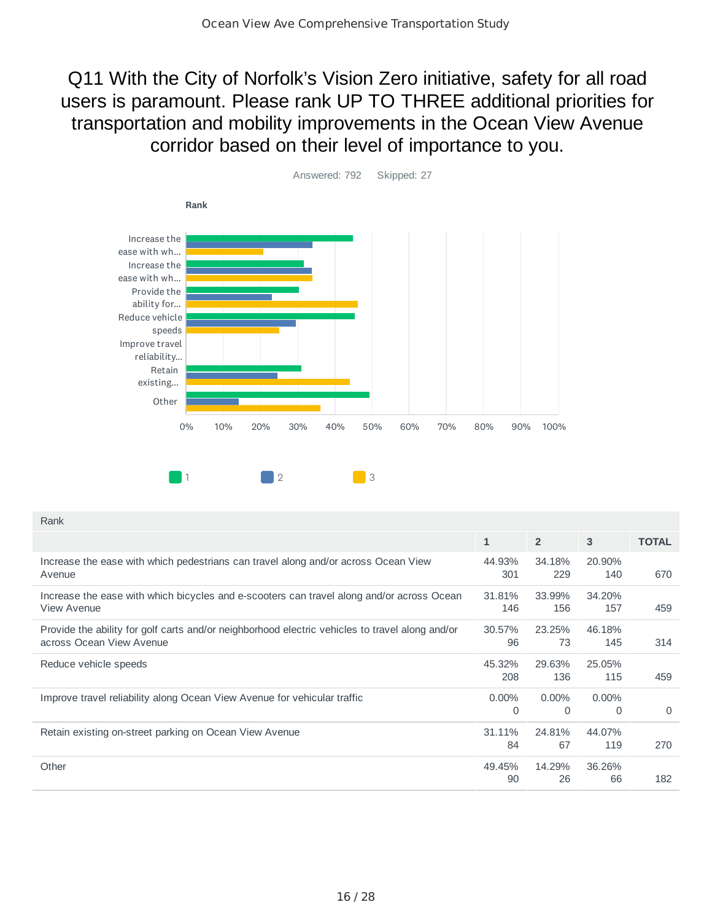# Q11 With the City of Norfolk's Vision Zero initiative, safety for all road users is paramount. Please rank UP TO THREE additional priorities for transportation and mobility improvements in the Ocean View Avenue corridor based on their level of importance to you.

Answered: 792    Skipped: 27

**Rank**

| Rank | 1 | 2 | 3 | TOTAL |
|---|---|---|---|---|
| Increase the ease with which pedestrians can travel along and/or across Ocean View Avenue | 44.93%<br>301 | 34.18%<br>229 | 20.90%<br>140 | 670 |
| Increase the ease with which bicycles and e-scooters can travel along and/or across Ocean View Avenue | 31.81%<br>146 | 33.99%<br>156 | 34.20%<br>157 | 459 |
| Provide the ability for golf carts and/or neighborhood electric vehicles to travel along and/or across Ocean View Avenue | 30.57%<br>96 | 23.25%<br>73 | 46.18%<br>145 | 314 |
| Reduce vehicle speeds | 45.32%<br>208 | 29.63%<br>136 | 25.05%<br>115 | 459 |
| Improve travel reliability along Ocean View Avenue for vehicular traffic | 0.00%<br>0 | 0.00%<br>0 | 0.00%<br>0 | 0 |
| Retain existing on-street parking on Ocean View Avenue | 31.11%<br>84 | 24.81%<br>67 | 44.07%<br>119 | 270 |
| Other | 49.45%<br>90 | 14.29%<br>26 | 36.26%<br>66 | 182 |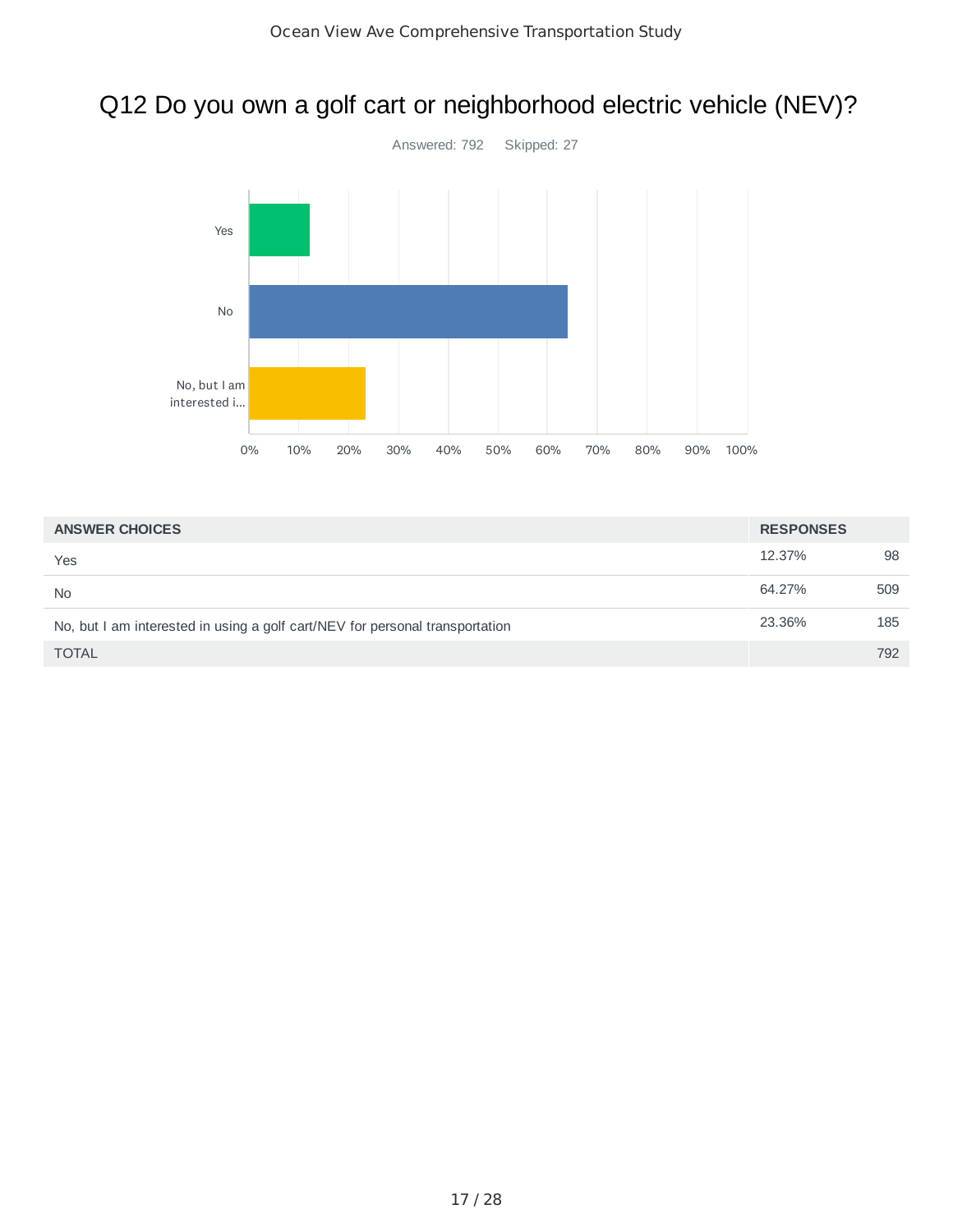# Q12 Do you own a golf cart or neighborhood electric vehicle (NEV)?

Answered: 792 Skipped: 27

| ANSWER CHOICES | RESPONSES | |
|---|---|---|
| Yes | 12.37% | 98 |
| No | 64.27% | 509 |
| No, but I am interested in using a golf cart/NEV for personal transportation | 23.36% | 185 |
| TOTAL | | 792 |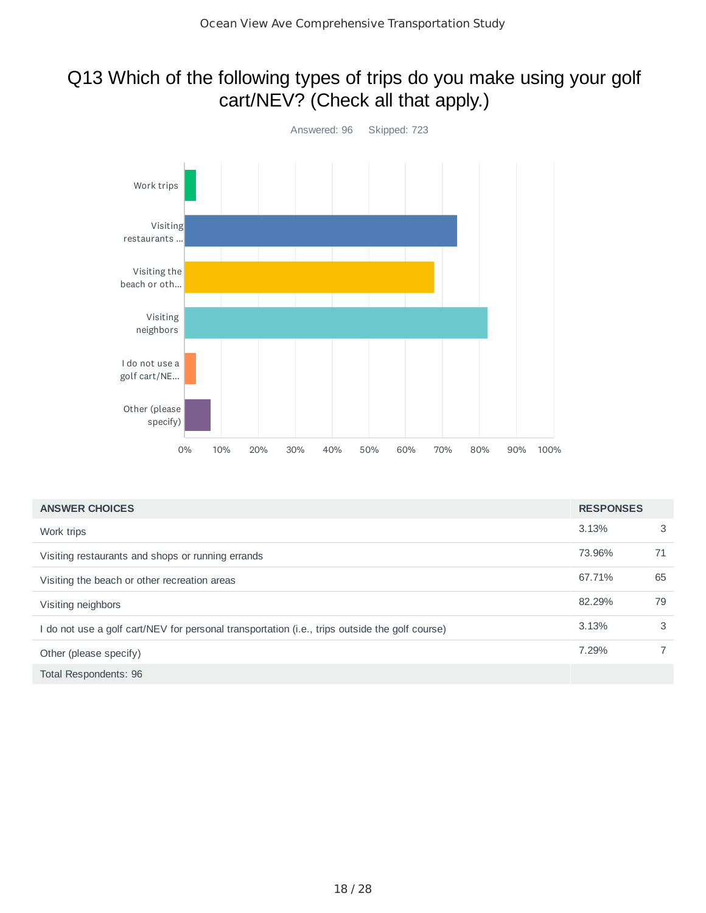# Q13 Which of the following types of trips do you make using your golf cart/NEV? (Check all that apply.)

Answered: 96 Skipped: 723

| ANSWER CHOICES | RESPONSES | |
|---|---|---|
| Work trips | 3.13% | 3 |
| Visiting restaurants and shops or running errands | 73.96% | 71 |
| Visiting the beach or other recreation areas | 67.71% | 65 |
| Visiting neighbors | 82.29% | 79 |
| I do not use a golf cart/NEV for personal transportation (i.e., trips outside the golf course) | 3.13% | 3 |
| Other (please specify) | 7.29% | 7 |
| Total Respondents: 96 | | |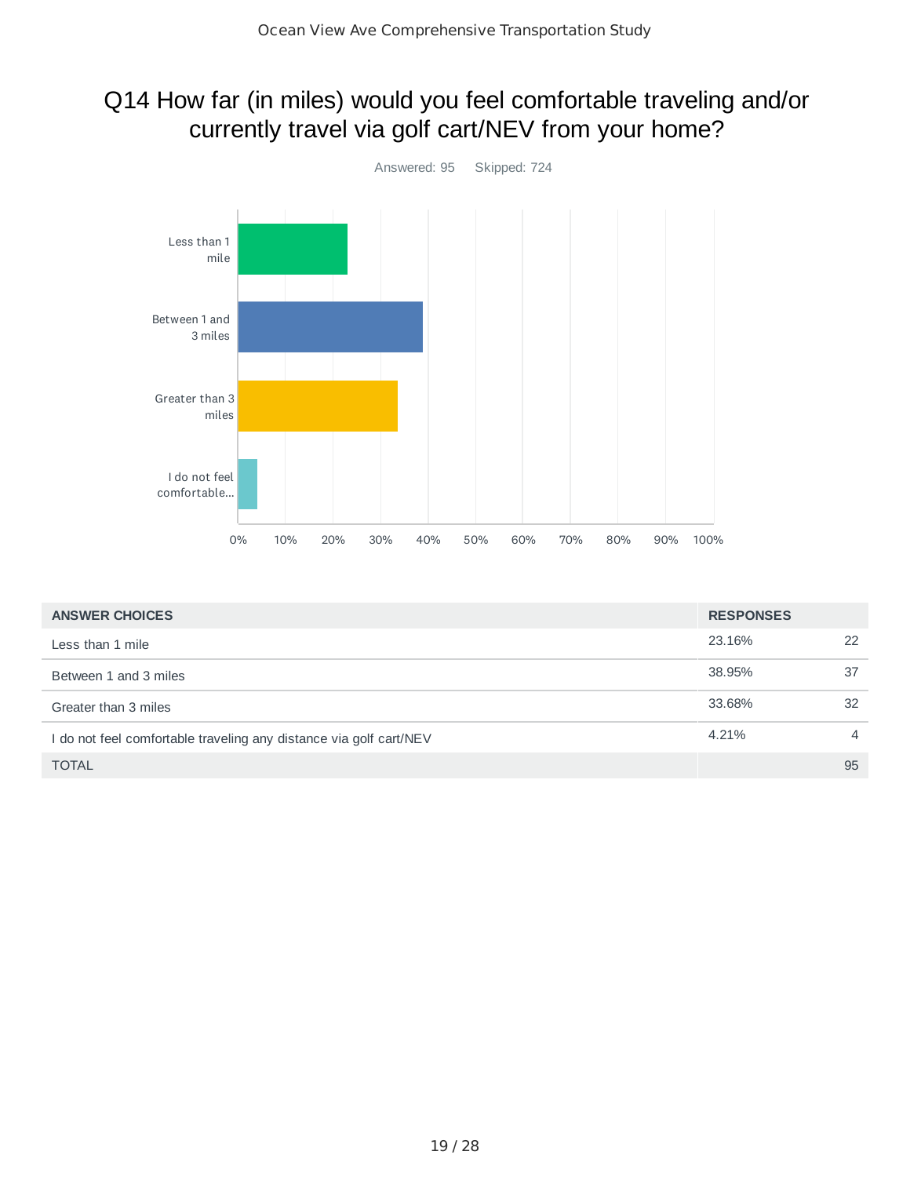# Q14 How far (in miles) would you feel comfortable traveling and/or currently travel via golf cart/NEV from your home?

Answered: 95 Skipped: 724

| ANSWER CHOICES | RESPONSES | |
|---|---|---|
| Less than 1 mile | 23.16% | 22 |
| Between 1 and 3 miles | 38.95% | 37 |
| Greater than 3 miles | 33.68% | 32 |
| I do not feel comfortable traveling any distance via golf cart/NEV | 4.21% | 4 |
| TOTAL | | 95 |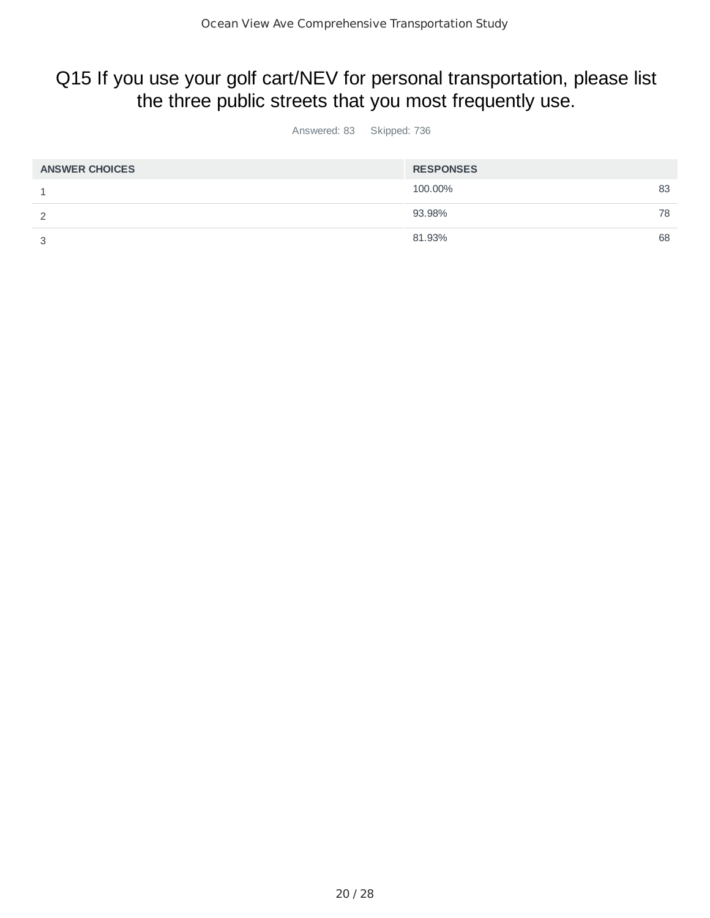# Q15 If you use your golf cart/NEV for personal transportation, please list the three public streets that you most frequently use.

Answered: 83 Skipped: 736

| ANSWER CHOICES | RESPONSES | |
|---|---|---|
| 1 | 100.00% | 83 |
| 2 | 93.98% | 78 |
| 3 | 81.93% | 68 |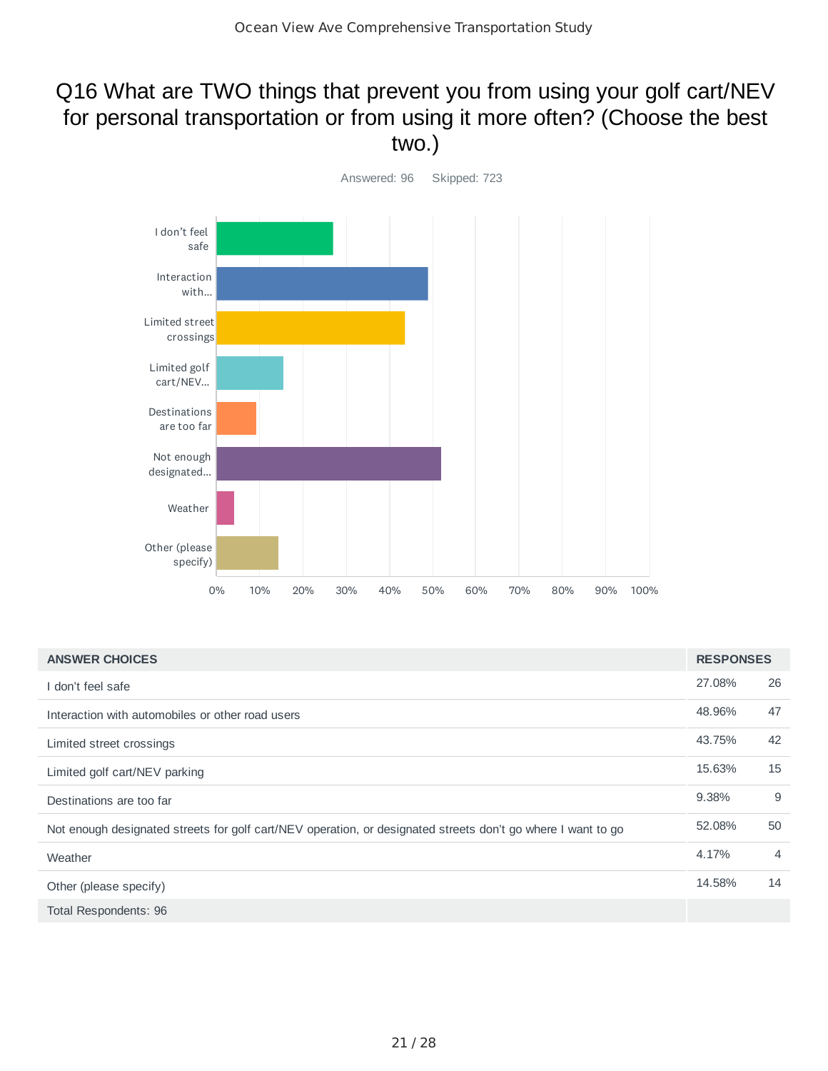# Q16 What are TWO things that prevent you from using your golf cart/NEV for personal transportation or from using it more often? (Choose the best two.)

Answered: 96 Skipped: 723

| ANSWER CHOICES | RESPONSES | |
|---|---|---|
| I don't feel safe | 27.08% | 26 |
| Interaction with automobiles or other road users | 48.96% | 47 |
| Limited street crossings | 43.75% | 42 |
| Limited golf cart/NEV parking | 15.63% | 15 |
| Destinations are too far | 9.38% | 9 |
| Not enough designated streets for golf cart/NEV operation, or designated streets don't go where I want to go | 52.08% | 50 |
| Weather | 4.17% | 4 |
| Other (please specify) | 14.58% | 14 |
| Total Respondents: 96 | | |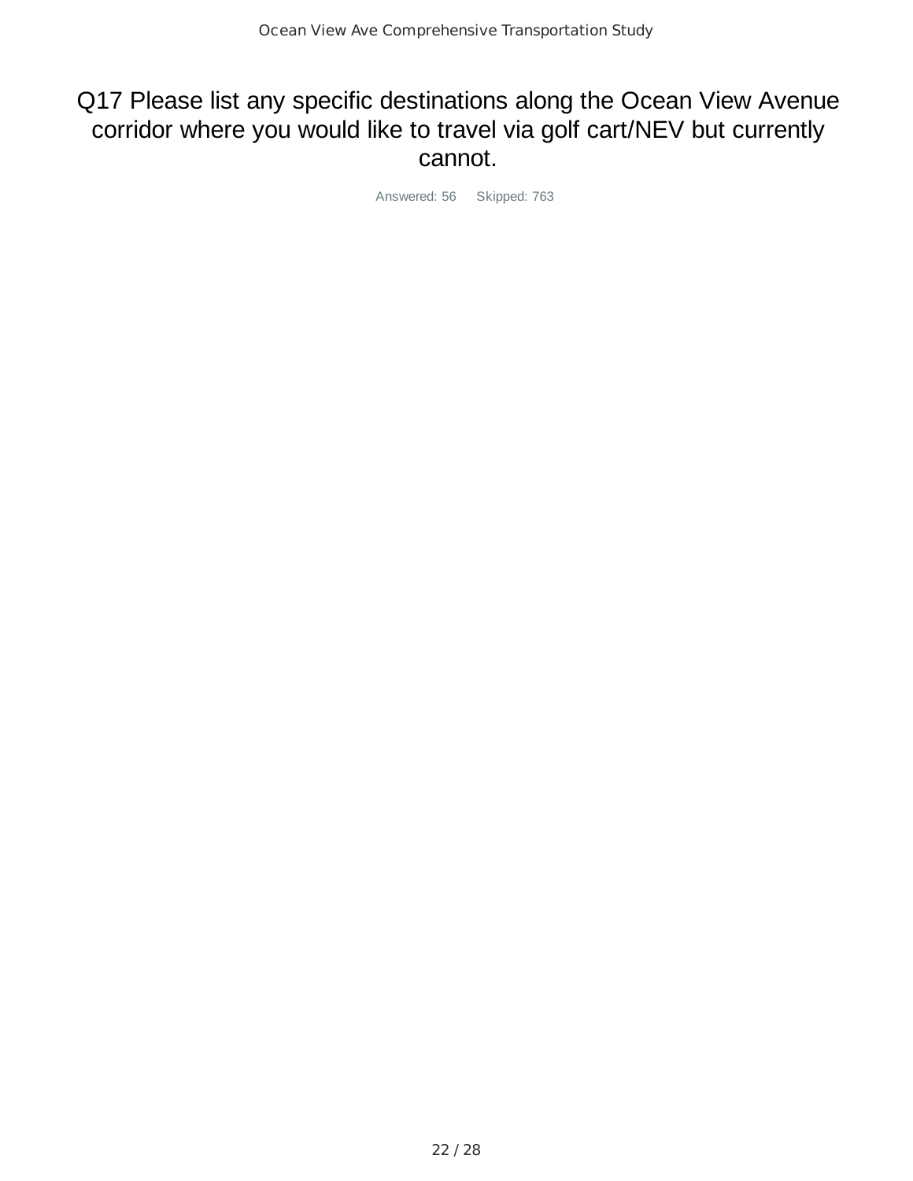# Q17 Please list any specific destinations along the Ocean View Avenue corridor where you would like to travel via golf cart/NEV but currently cannot.

Answered: 56 Skipped: 763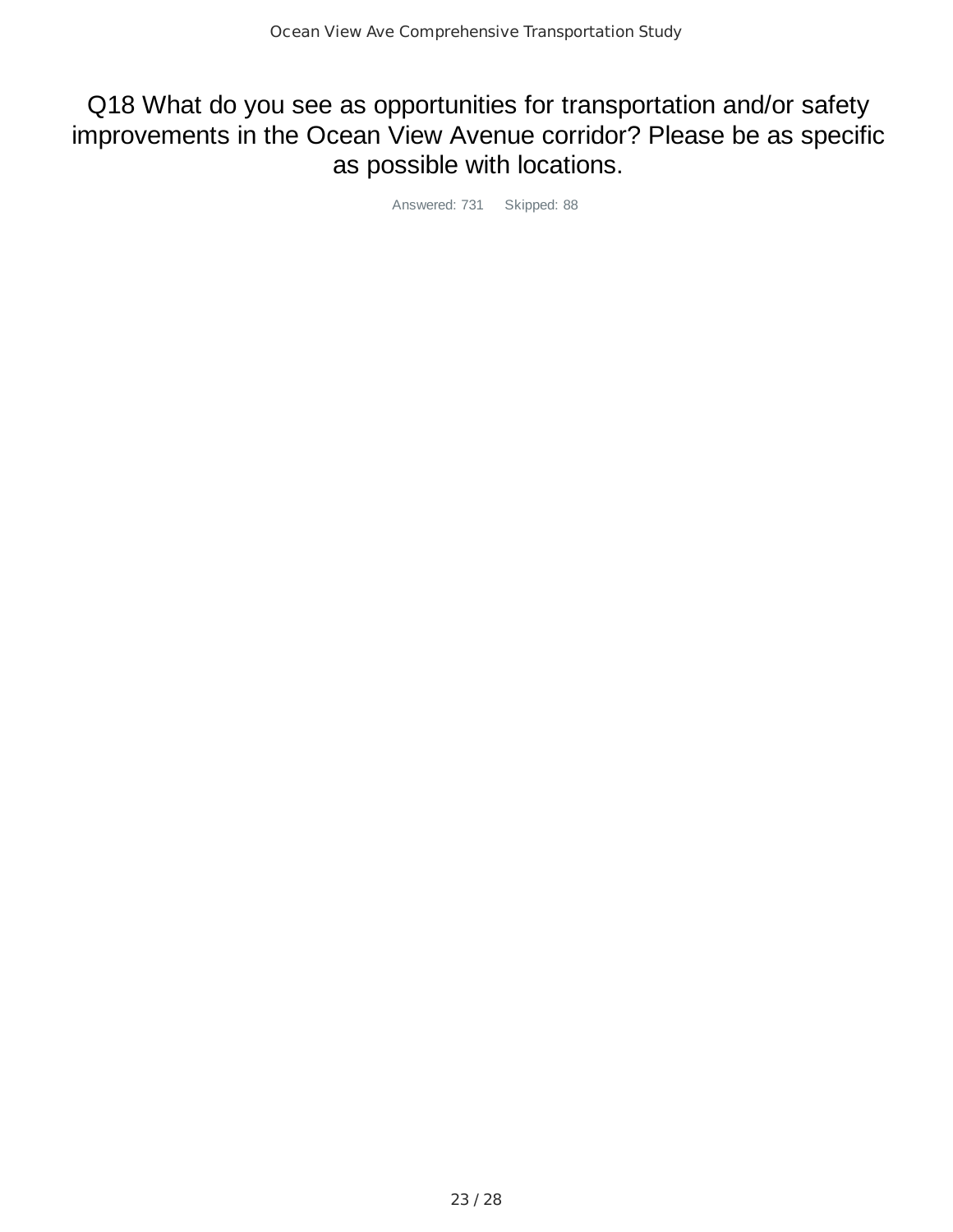# Q18 What do you see as opportunities for transportation and/or safety improvements in the Ocean View Avenue corridor? Please be as specific as possible with locations.

Answered: 731 Skipped: 88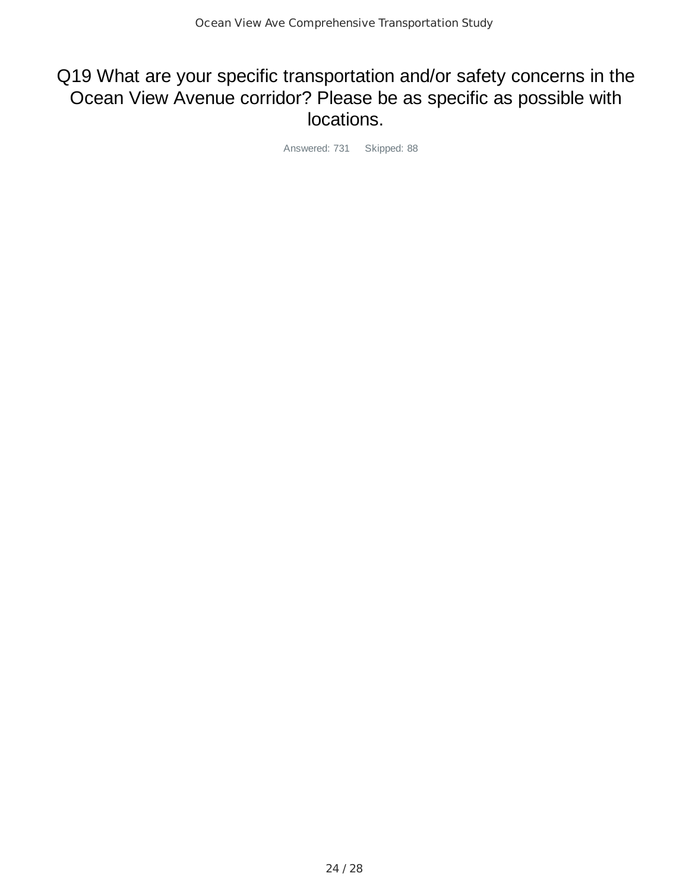# Q19 What are your specific transportation and/or safety concerns in the Ocean View Avenue corridor? Please be as specific as possible with locations.

Answered: 731 Skipped: 88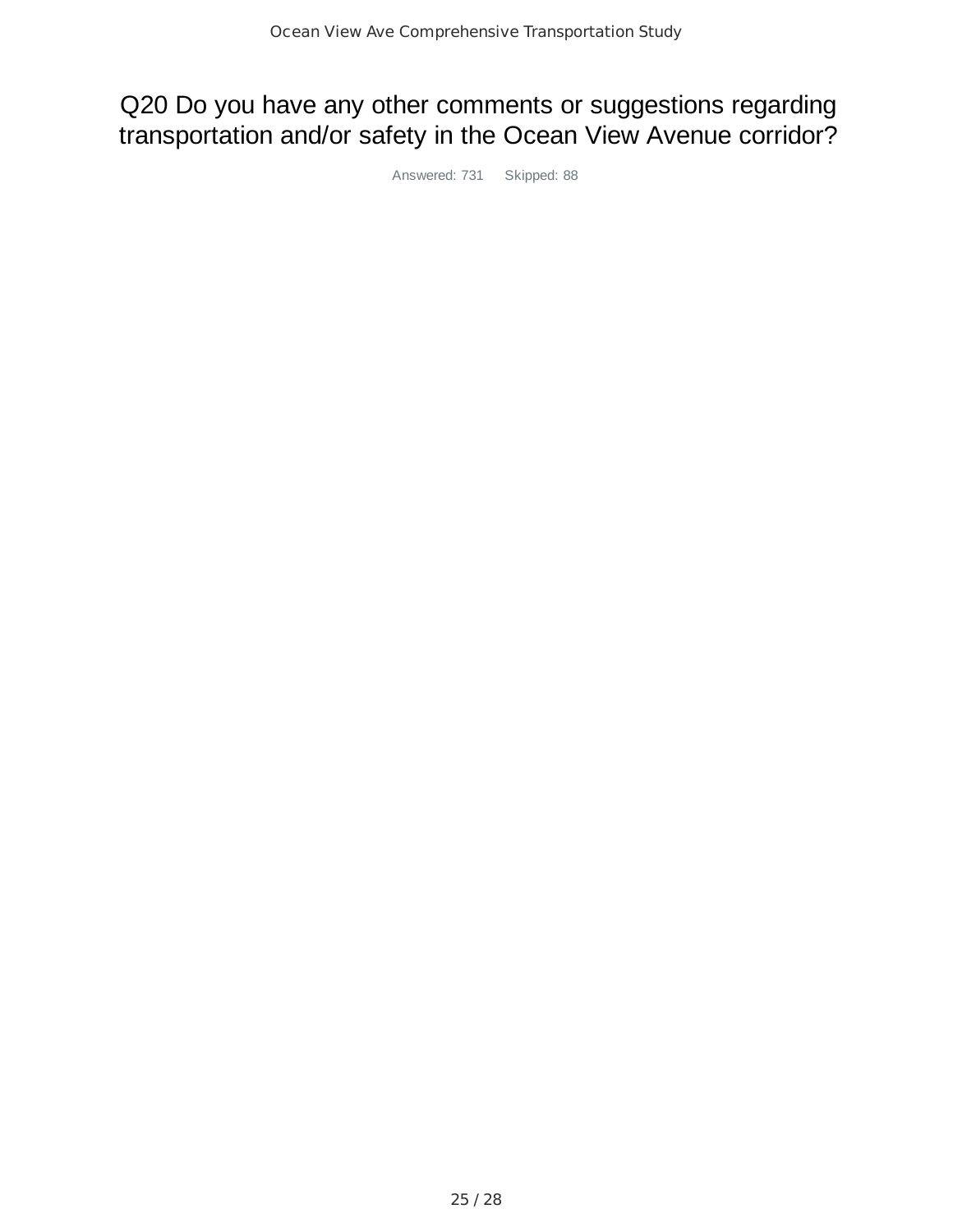# Q20 Do you have any other comments or suggestions regarding transportation and/or safety in the Ocean View Avenue corridor?

Answered: 731 Skipped: 88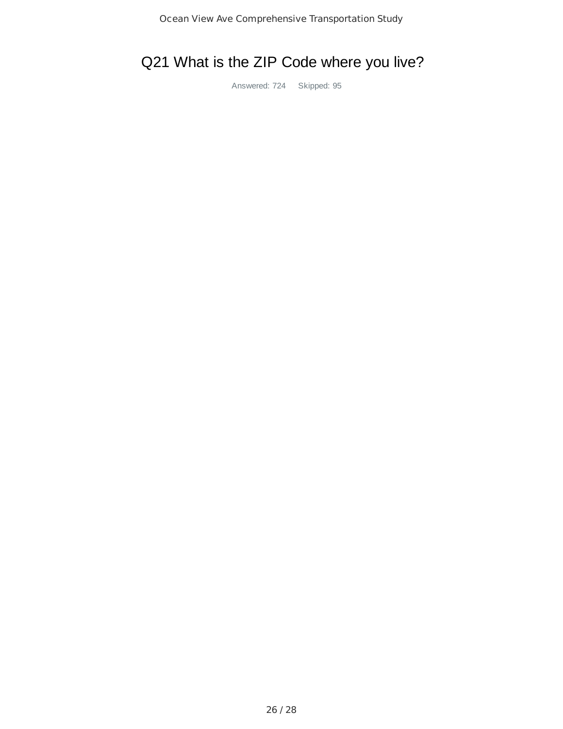# Q21 What is the ZIP Code where you live?

Answered: 724 Skipped: 95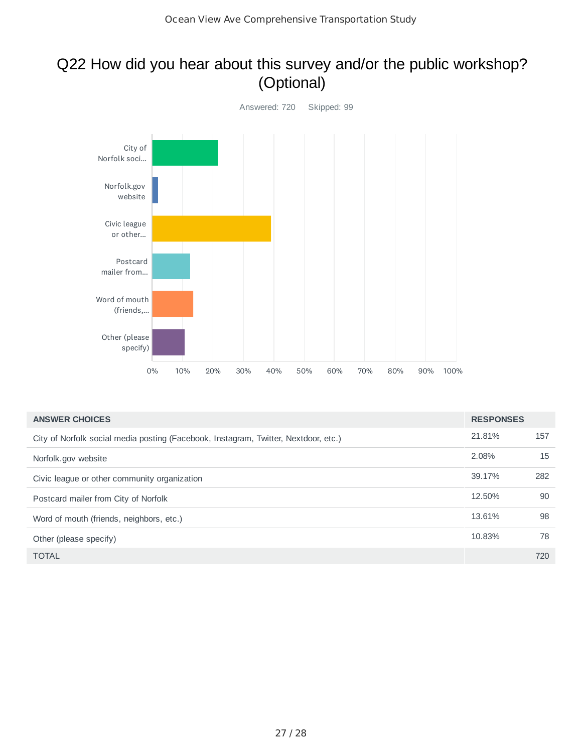## Q22 How did you hear about this survey and/or the public workshop? (Optional)

Answered: 720 Skipped: 99

| ANSWER CHOICES | RESPONSES | |
|---|---|---|
| City of Norfolk social media posting (Facebook, Instagram, Twitter, Nextdoor, etc.) | 21.81% | 157 |
| Norfolk.gov website | 2.08% | 15 |
| Civic league or other community organization | 39.17% | 282 |
| Postcard mailer from City of Norfolk | 12.50% | 90 |
| Word of mouth (friends, neighbors, etc.) | 13.61% | 98 |
| Other (please specify) | 10.83% | 78 |
| TOTAL | | 720 |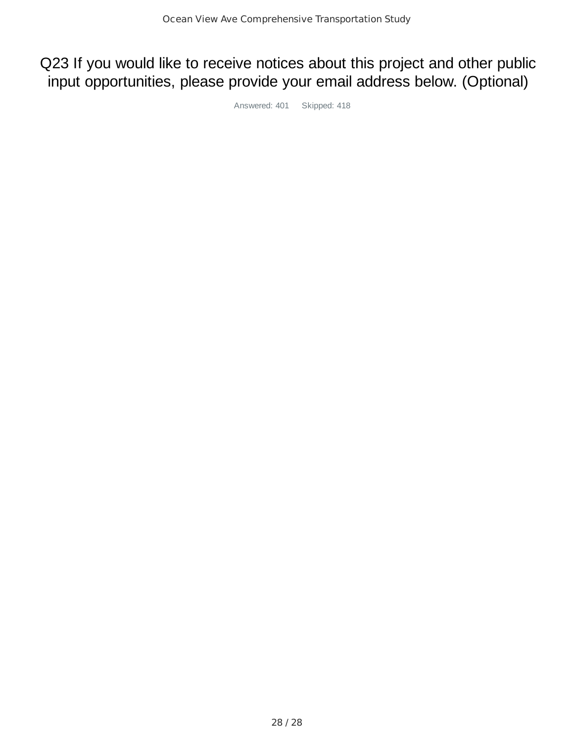# Q23 If you would like to receive notices about this project and other public input opportunities, please provide your email address below. (Optional)

Answered: 401 Skipped: 418